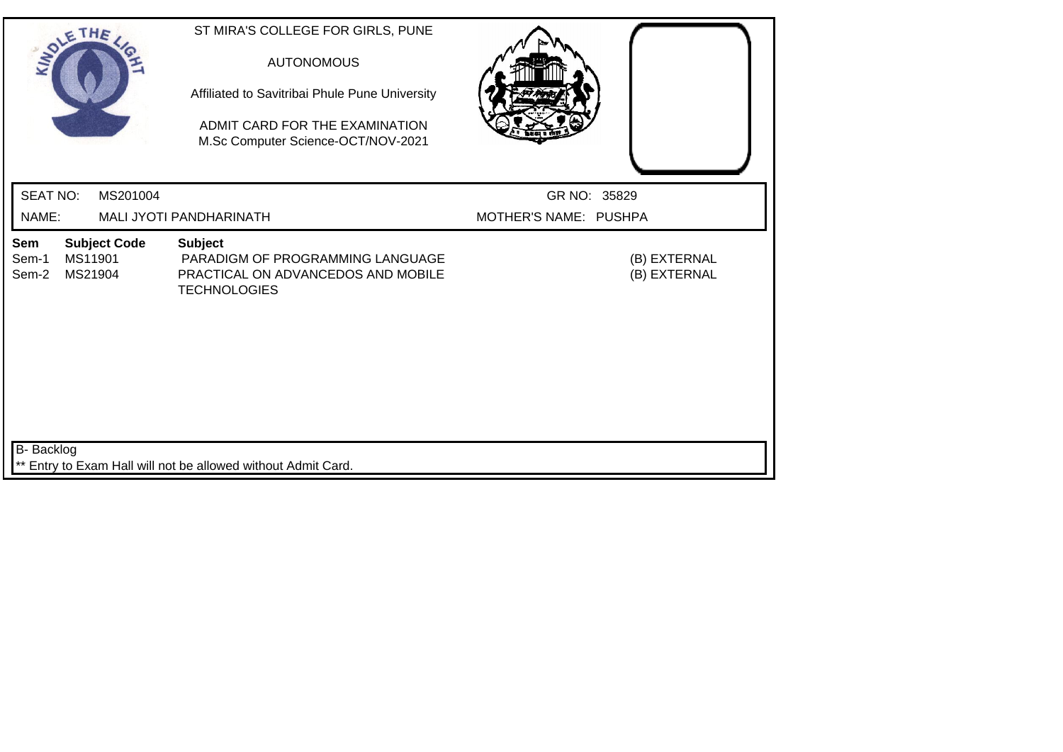ST MIRA'S COLLEGE FOR GIRLS, PUNE

AUTONOMOUS

Affiliated to Savitribai Phule Pune University

ADMIT CARD FOR THE EXAMINATION
M.Sc Computer Science-OCT/NOV-2021

| SEAT NO: | MS201004 | GR NO: | 35829 |
|---|---|---|---|
| NAME: | MALI JYOTI PANDHARINATH | MOTHER'S NAME: | PUSHPA |

| Sem | Subject Code | Subject | |
|---|---|---|---|
| Sem-1 | MS11901 | PARADIGM OF PROGRAMMING LANGUAGE | (B) EXTERNAL |
| Sem-2 | MS21904 | PRACTICAL ON ADVANCEDOS AND MOBILE TECHNOLOGIES | (B) EXTERNAL |

B- Backlog

** Entry to Exam Hall will not be allowed without Admit Card.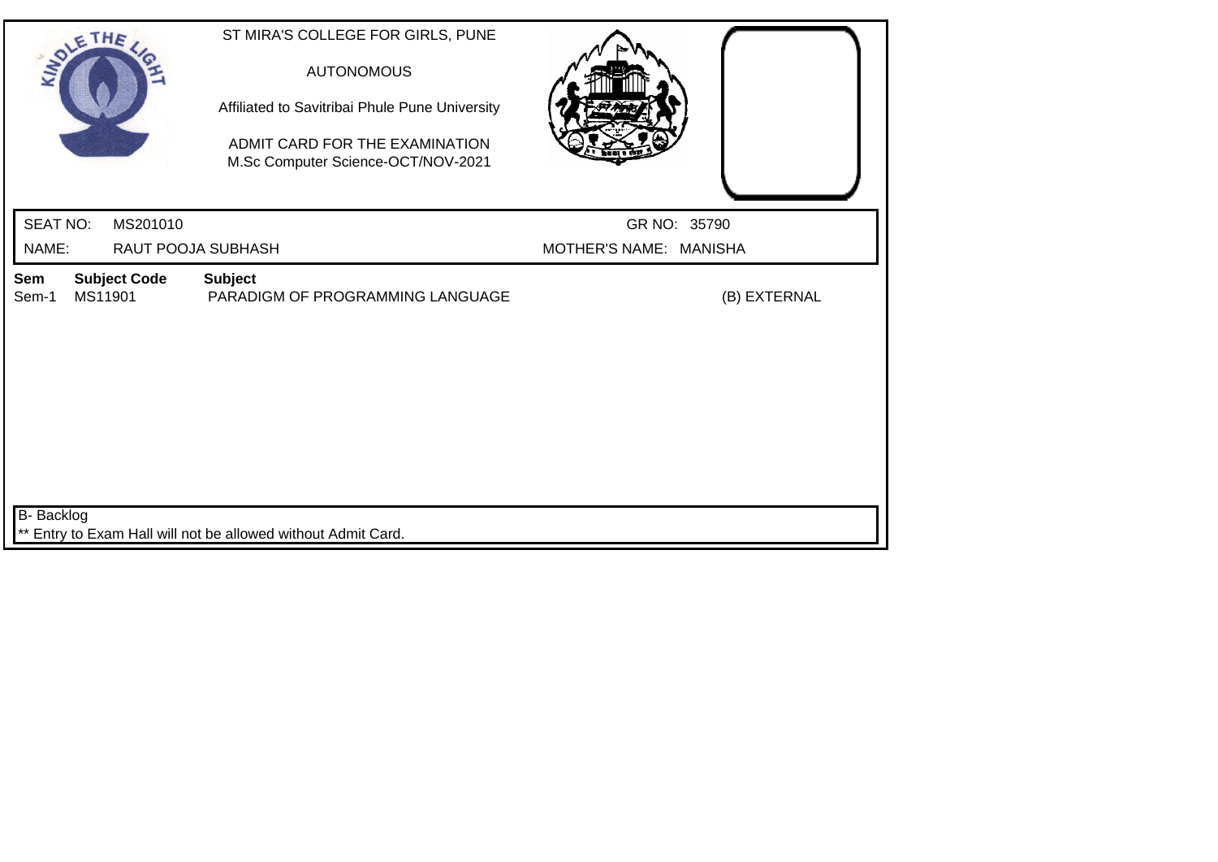KINDLE THE LIGHT

ST MIRA'S COLLEGE FOR GIRLS, PUNE

AUTONOMOUS

Affiliated to Savitribai Phule Pune University

ADMIT CARD FOR THE EXAMINATION
M.Sc Computer Science-OCT/NOV-2021

SEAT NO: MS201010 GR NO: 35790

NAME: RAUT POOJA SUBHASH MOTHER'S NAME: MANISHA

| Sem | Subject Code | Subject | |
|---|---|---|---|
| Sem-1 | MS11901 | PARADIGM OF PROGRAMMING LANGUAGE | (B) EXTERNAL |

B- Backlog

** Entry to Exam Hall will not be allowed without Admit Card.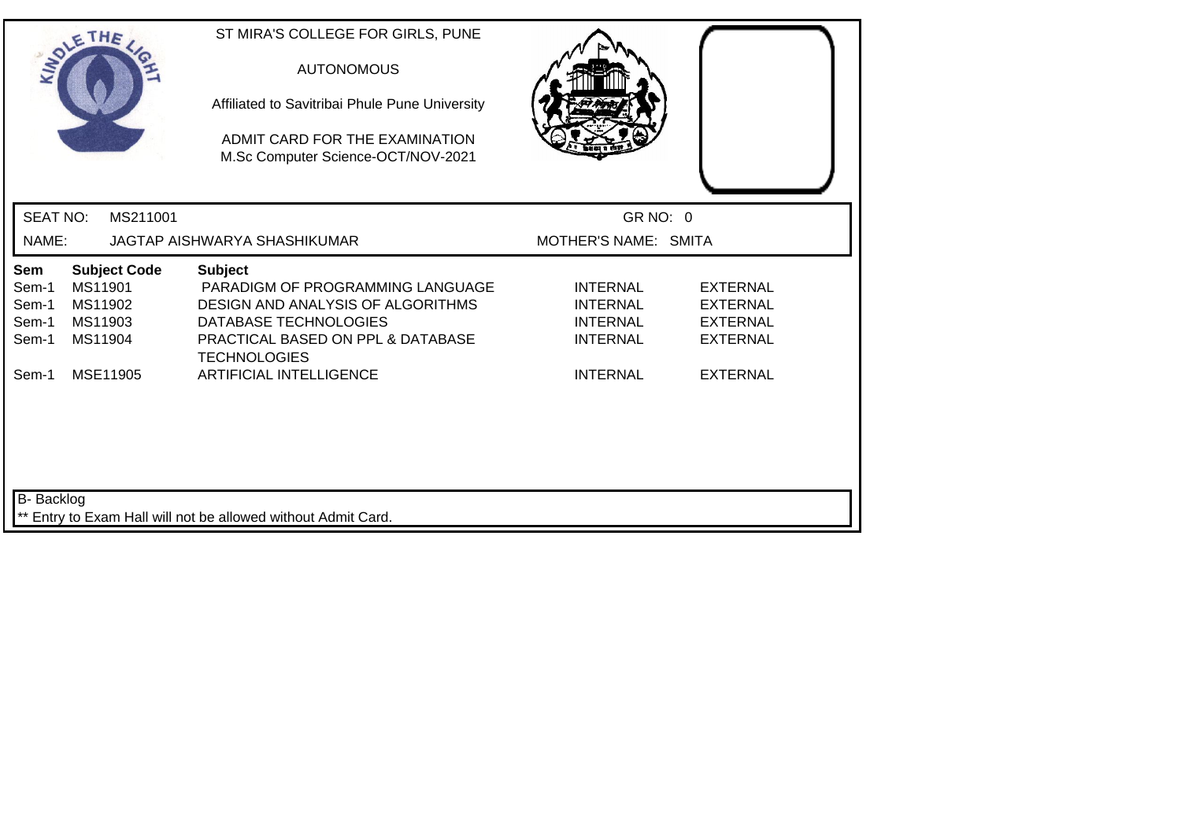ST MIRA'S COLLEGE FOR GIRLS, PUNE

AUTONOMOUS

Affiliated to Savitribai Phule Pune University

ADMIT CARD FOR THE EXAMINATION
M.Sc Computer Science-OCT/NOV-2021

SEAT NO: MS211001 GR NO: 0

NAME: JAGTAP AISHWARYA SHASHIKUMAR MOTHER'S NAME: SMITA

| Sem | Subject Code | Subject | | |
|---|---|---|---|---|
| Sem-1 | MS11901 | PARADIGM OF PROGRAMMING LANGUAGE | INTERNAL | EXTERNAL |
| Sem-1 | MS11902 | DESIGN AND ANALYSIS OF ALGORITHMS | INTERNAL | EXTERNAL |
| Sem-1 | MS11903 | DATABASE TECHNOLOGIES | INTERNAL | EXTERNAL |
| Sem-1 | MS11904 | PRACTICAL BASED ON PPL & DATABASE TECHNOLOGIES | INTERNAL | EXTERNAL |
| Sem-1 | MSE11905 | ARTIFICIAL INTELLIGENCE | INTERNAL | EXTERNAL |

B- Backlog

** Entry to Exam Hall will not be allowed without Admit Card.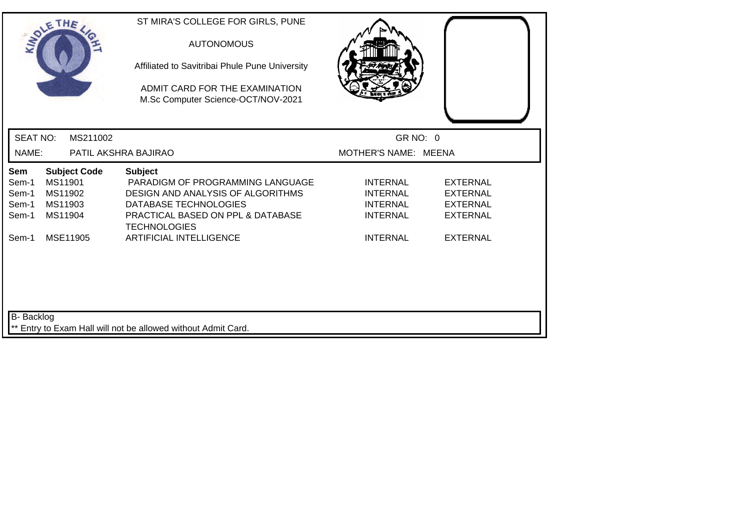ST MIRA'S COLLEGE FOR GIRLS, PUNE

AUTONOMOUS

Affiliated to Savitribai Phule Pune University

ADMIT CARD FOR THE EXAMINATION
M.Sc Computer Science-OCT/NOV-2021

SEAT NO: MS211002 GR NO: 0

NAME: PATIL AKSHRA BAJIRAO MOTHER'S NAME: MEENA

| Sem | Subject Code | Subject | | |
|---|---|---|---|---|
| Sem-1 | MS11901 | PARADIGM OF PROGRAMMING LANGUAGE | INTERNAL | EXTERNAL |
| Sem-1 | MS11902 | DESIGN AND ANALYSIS OF ALGORITHMS | INTERNAL | EXTERNAL |
| Sem-1 | MS11903 | DATABASE TECHNOLOGIES | INTERNAL | EXTERNAL |
| Sem-1 | MS11904 | PRACTICAL BASED ON PPL & DATABASE TECHNOLOGIES | INTERNAL | EXTERNAL |
| Sem-1 | MSE11905 | ARTIFICIAL INTELLIGENCE | INTERNAL | EXTERNAL |

B- Backlog

** Entry to Exam Hall will not be allowed without Admit Card.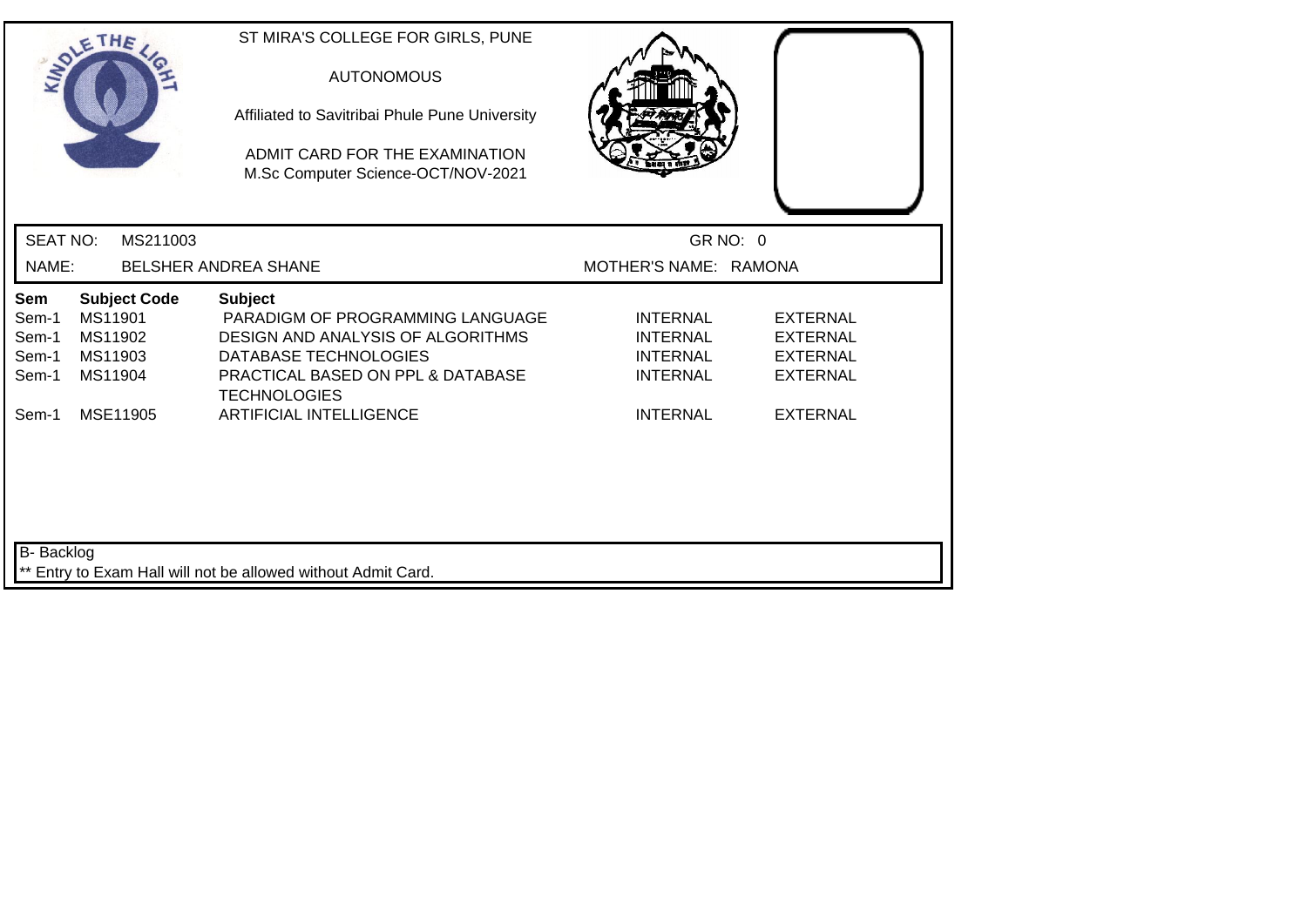ST MIRA'S COLLEGE FOR GIRLS, PUNE

AUTONOMOUS

Affiliated to Savitribai Phule Pune University

ADMIT CARD FOR THE EXAMINATION
M.Sc Computer Science-OCT/NOV-2021

SEAT NO: MS211003 GR NO: 0

NAME: BELSHER ANDREA SHANE MOTHER'S NAME: RAMONA

| Sem | Subject Code | Subject | | |
|---|---|---|---|---|
| Sem-1 | MS11901 | PARADIGM OF PROGRAMMING LANGUAGE | INTERNAL | EXTERNAL |
| Sem-1 | MS11902 | DESIGN AND ANALYSIS OF ALGORITHMS | INTERNAL | EXTERNAL |
| Sem-1 | MS11903 | DATABASE TECHNOLOGIES | INTERNAL | EXTERNAL |
| Sem-1 | MS11904 | PRACTICAL BASED ON PPL & DATABASE TECHNOLOGIES | INTERNAL | EXTERNAL |
| Sem-1 | MSE11905 | ARTIFICIAL INTELLIGENCE | INTERNAL | EXTERNAL |

B- Backlog

** Entry to Exam Hall will not be allowed without Admit Card.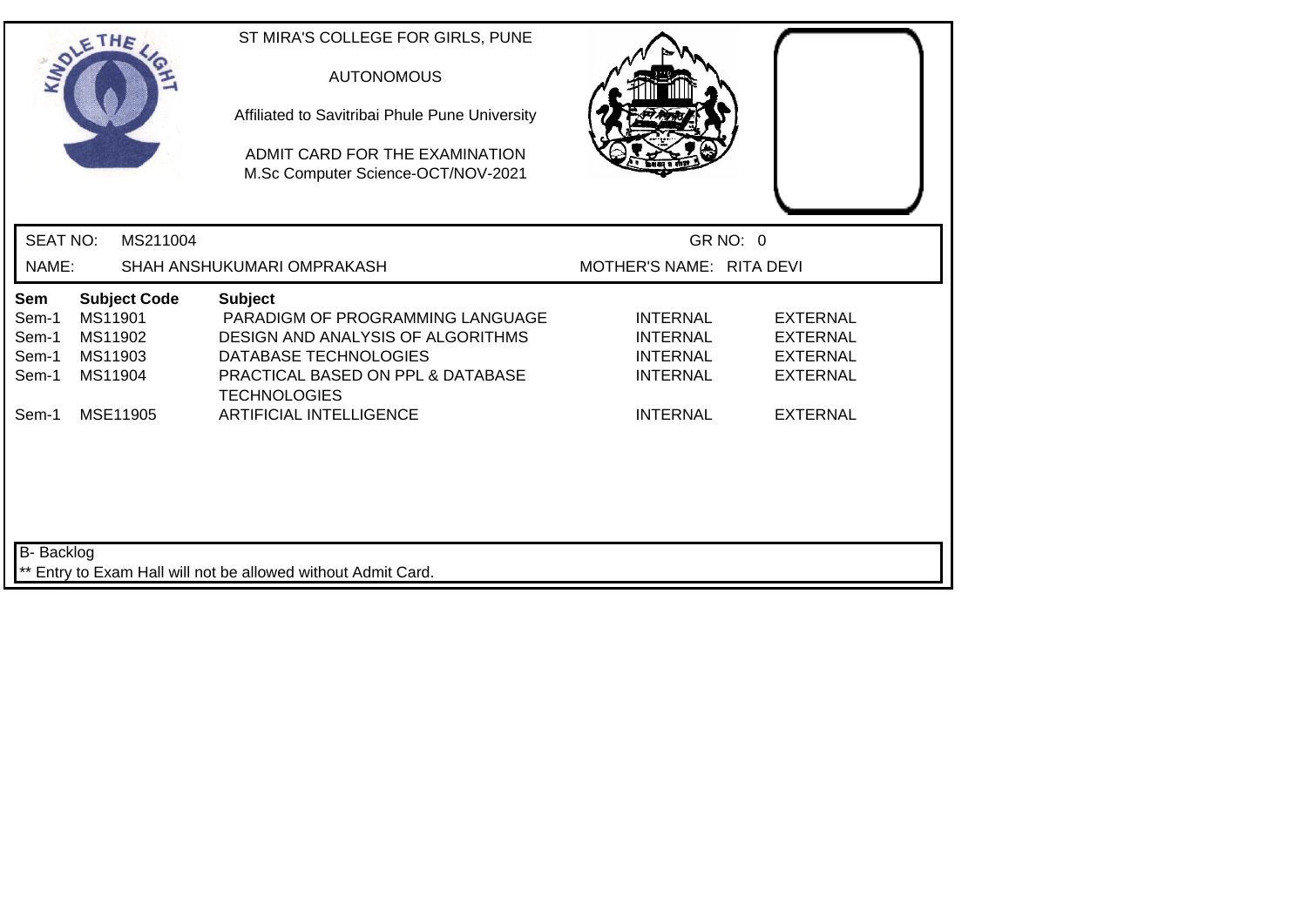ST MIRA'S COLLEGE FOR GIRLS, PUNE

AUTONOMOUS

Affiliated to Savitribai Phule Pune University

ADMIT CARD FOR THE EXAMINATION
M.Sc Computer Science-OCT/NOV-2021

SEAT NO: MS211004 GR NO: 0

NAME: SHAH ANSHUKUMARI OMPRAKASH MOTHER'S NAME: RITA DEVI

| Sem | Subject Code | Subject | | |
|---|---|---|---|---|
| Sem-1 | MS11901 | PARADIGM OF PROGRAMMING LANGUAGE | INTERNAL | EXTERNAL |
| Sem-1 | MS11902 | DESIGN AND ANALYSIS OF ALGORITHMS | INTERNAL | EXTERNAL |
| Sem-1 | MS11903 | DATABASE TECHNOLOGIES | INTERNAL | EXTERNAL |
| Sem-1 | MS11904 | PRACTICAL BASED ON PPL & DATABASE TECHNOLOGIES | INTERNAL | EXTERNAL |
| Sem-1 | MSE11905 | ARTIFICIAL INTELLIGENCE | INTERNAL | EXTERNAL |

B- Backlog

** Entry to Exam Hall will not be allowed without Admit Card.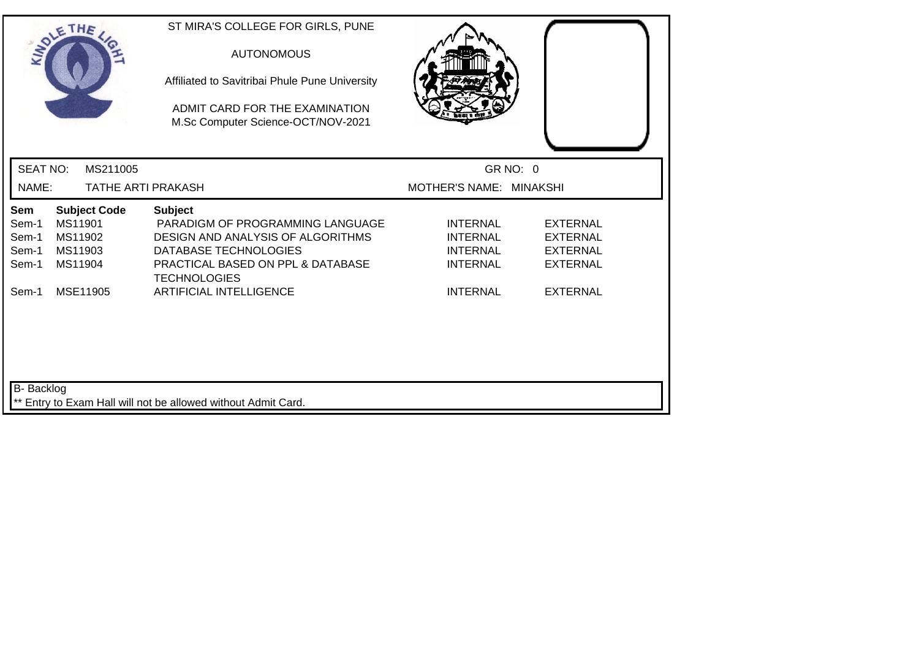ST MIRA'S COLLEGE FOR GIRLS, PUNE

AUTONOMOUS

Affiliated to Savitribai Phule Pune University

ADMIT CARD FOR THE EXAMINATION
M.Sc Computer Science-OCT/NOV-2021

SEAT NO: MS211005 GR NO: 0

NAME: TATHE ARTI PRAKASH MOTHER'S NAME: MINAKSHI

| Sem | Subject Code | Subject | | |
|---|---|---|---|---|
| Sem-1 | MS11901 | PARADIGM OF PROGRAMMING LANGUAGE | INTERNAL | EXTERNAL |
| Sem-1 | MS11902 | DESIGN AND ANALYSIS OF ALGORITHMS | INTERNAL | EXTERNAL |
| Sem-1 | MS11903 | DATABASE TECHNOLOGIES | INTERNAL | EXTERNAL |
| Sem-1 | MS11904 | PRACTICAL BASED ON PPL & DATABASE TECHNOLOGIES | INTERNAL | EXTERNAL |
| Sem-1 | MSE11905 | ARTIFICIAL INTELLIGENCE | INTERNAL | EXTERNAL |

B- Backlog

** Entry to Exam Hall will not be allowed without Admit Card.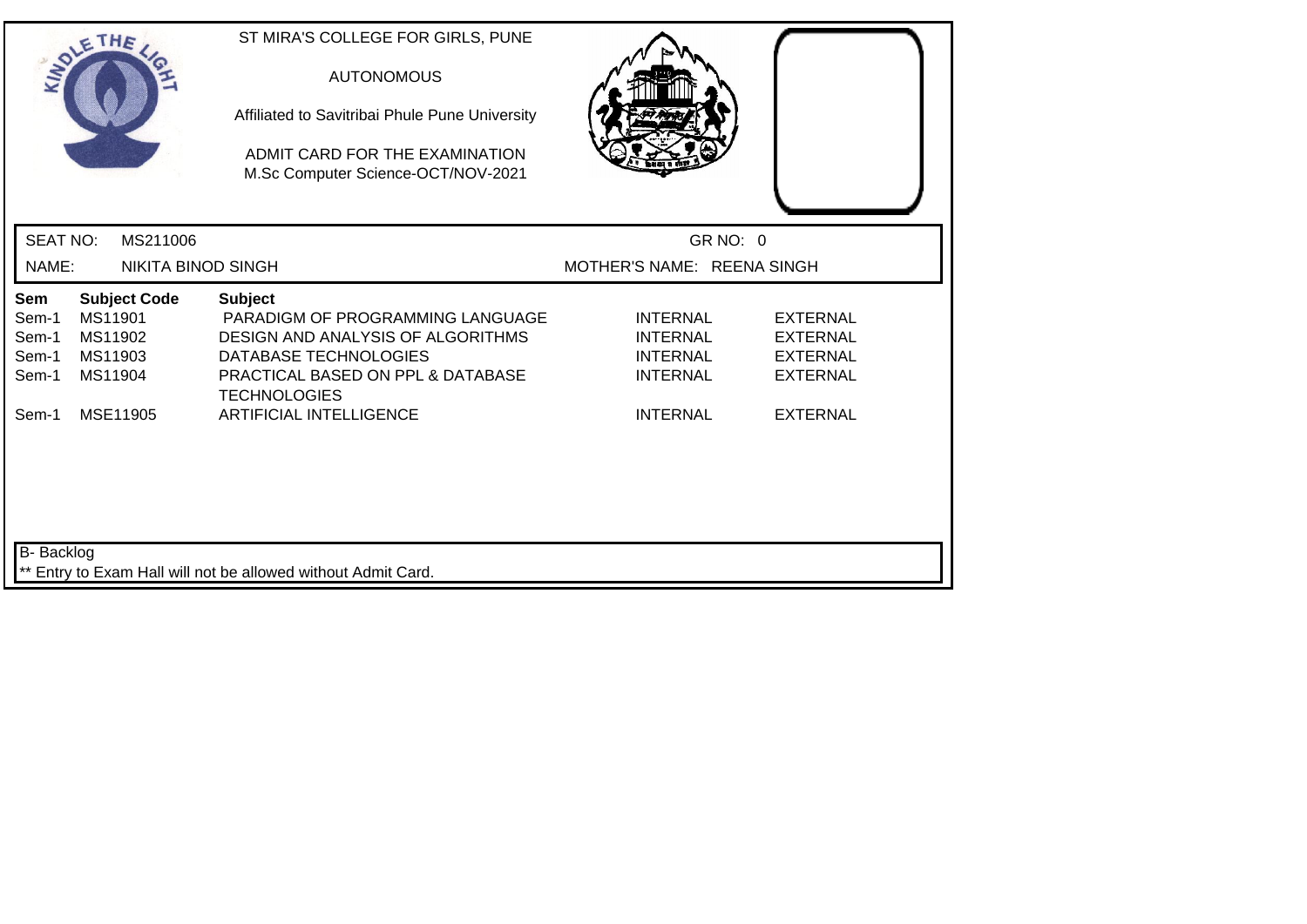ST MIRA'S COLLEGE FOR GIRLS, PUNE

AUTONOMOUS

Affiliated to Savitribai Phule Pune University

ADMIT CARD FOR THE EXAMINATION
M.Sc Computer Science-OCT/NOV-2021

SEAT NO: MS211006 GR NO: 0

NAME: NIKITA BINOD SINGH MOTHER'S NAME: REENA SINGH

| Sem | Subject Code | Subject | | |
|---|---|---|---|---|
| Sem-1 | MS11901 | PARADIGM OF PROGRAMMING LANGUAGE | INTERNAL | EXTERNAL |
| Sem-1 | MS11902 | DESIGN AND ANALYSIS OF ALGORITHMS | INTERNAL | EXTERNAL |
| Sem-1 | MS11903 | DATABASE TECHNOLOGIES | INTERNAL | EXTERNAL |
| Sem-1 | MS11904 | PRACTICAL BASED ON PPL & DATABASE TECHNOLOGIES | INTERNAL | EXTERNAL |
| Sem-1 | MSE11905 | ARTIFICIAL INTELLIGENCE | INTERNAL | EXTERNAL |

B- Backlog

** Entry to Exam Hall will not be allowed without Admit Card.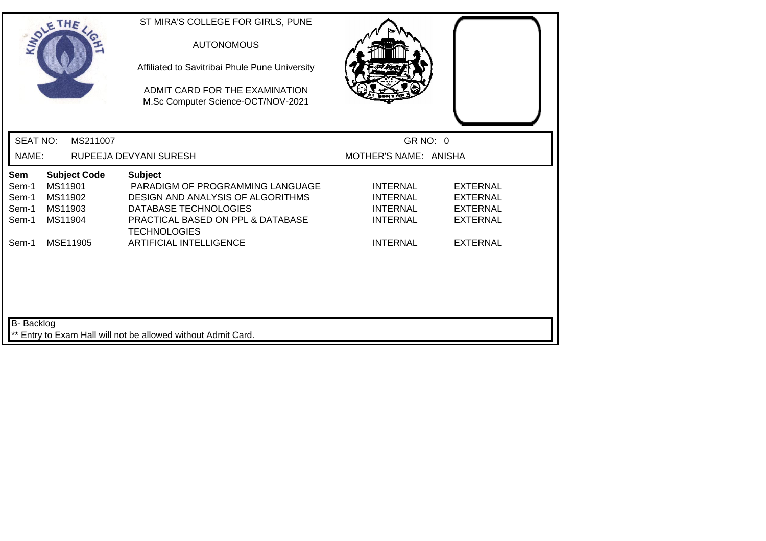ST MIRA'S COLLEGE FOR GIRLS, PUNE

AUTONOMOUS

Affiliated to Savitribai Phule Pune University

ADMIT CARD FOR THE EXAMINATION
M.Sc Computer Science-OCT/NOV-2021

SEAT NO: MS211007 GR NO: 0

NAME: RUPEEJA DEVYANI SURESH MOTHER'S NAME: ANISHA

| Sem | Subject Code | Subject | | |
|---|---|---|---|---|
| Sem-1 | MS11901 | PARADIGM OF PROGRAMMING LANGUAGE | INTERNAL | EXTERNAL |
| Sem-1 | MS11902 | DESIGN AND ANALYSIS OF ALGORITHMS | INTERNAL | EXTERNAL |
| Sem-1 | MS11903 | DATABASE TECHNOLOGIES | INTERNAL | EXTERNAL |
| Sem-1 | MS11904 | PRACTICAL BASED ON PPL & DATABASE TECHNOLOGIES | INTERNAL | EXTERNAL |
| Sem-1 | MSE11905 | ARTIFICIAL INTELLIGENCE | INTERNAL | EXTERNAL |

B- Backlog

** Entry to Exam Hall will not be allowed without Admit Card.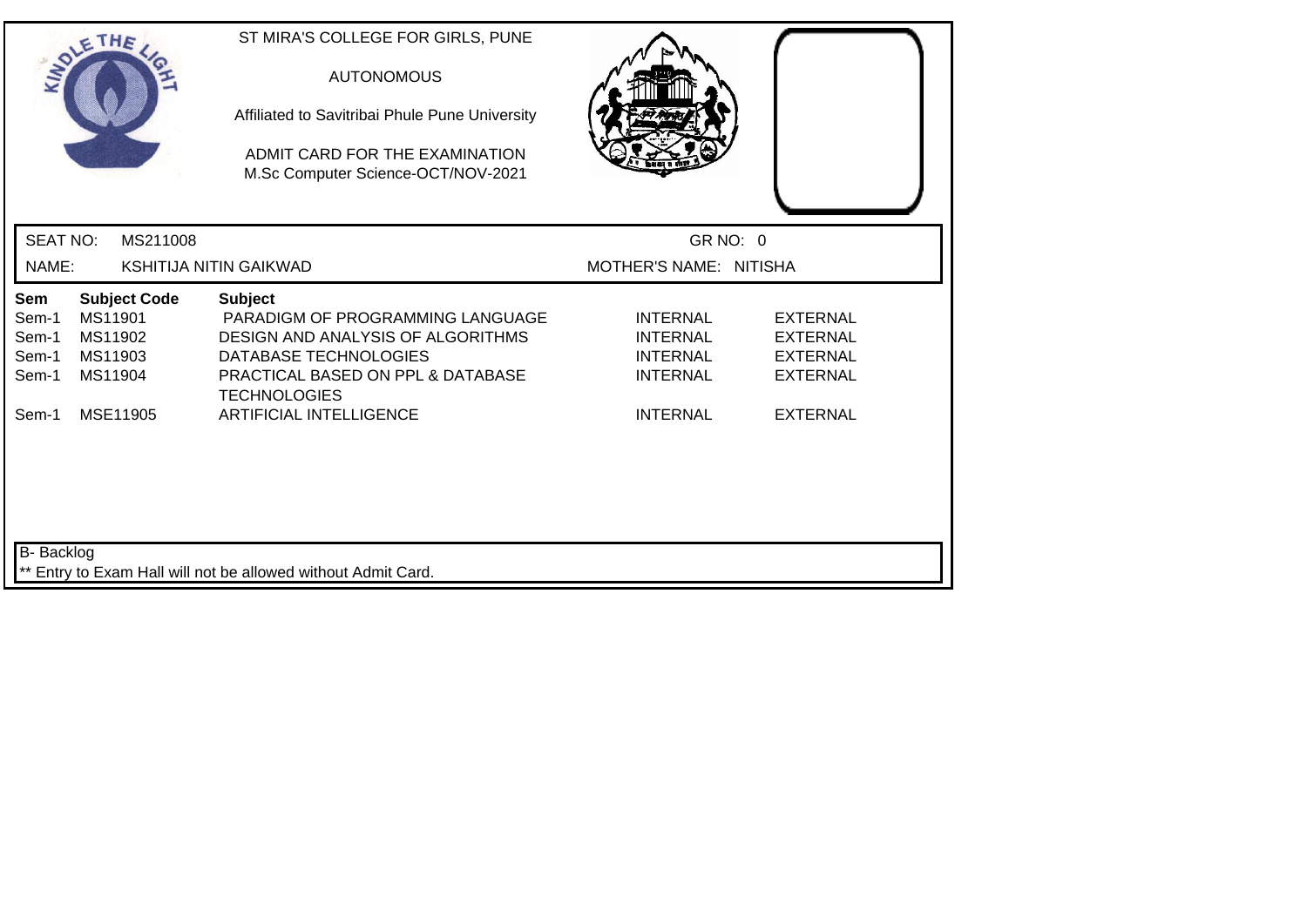ST MIRA'S COLLEGE FOR GIRLS, PUNE

AUTONOMOUS

Affiliated to Savitribai Phule Pune University

ADMIT CARD FOR THE EXAMINATION
M.Sc Computer Science-OCT/NOV-2021

SEAT NO: MS211008 GR NO: 0

NAME: KSHITIJA NITIN GAIKWAD MOTHER'S NAME: NITISHA

| Sem | Subject Code | Subject | | |
|---|---|---|---|---|
| Sem-1 | MS11901 | PARADIGM OF PROGRAMMING LANGUAGE | INTERNAL | EXTERNAL |
| Sem-1 | MS11902 | DESIGN AND ANALYSIS OF ALGORITHMS | INTERNAL | EXTERNAL |
| Sem-1 | MS11903 | DATABASE TECHNOLOGIES | INTERNAL | EXTERNAL |
| Sem-1 | MS11904 | PRACTICAL BASED ON PPL & DATABASE TECHNOLOGIES | INTERNAL | EXTERNAL |
| Sem-1 | MSE11905 | ARTIFICIAL INTELLIGENCE | INTERNAL | EXTERNAL |

B- Backlog

** Entry to Exam Hall will not be allowed without Admit Card.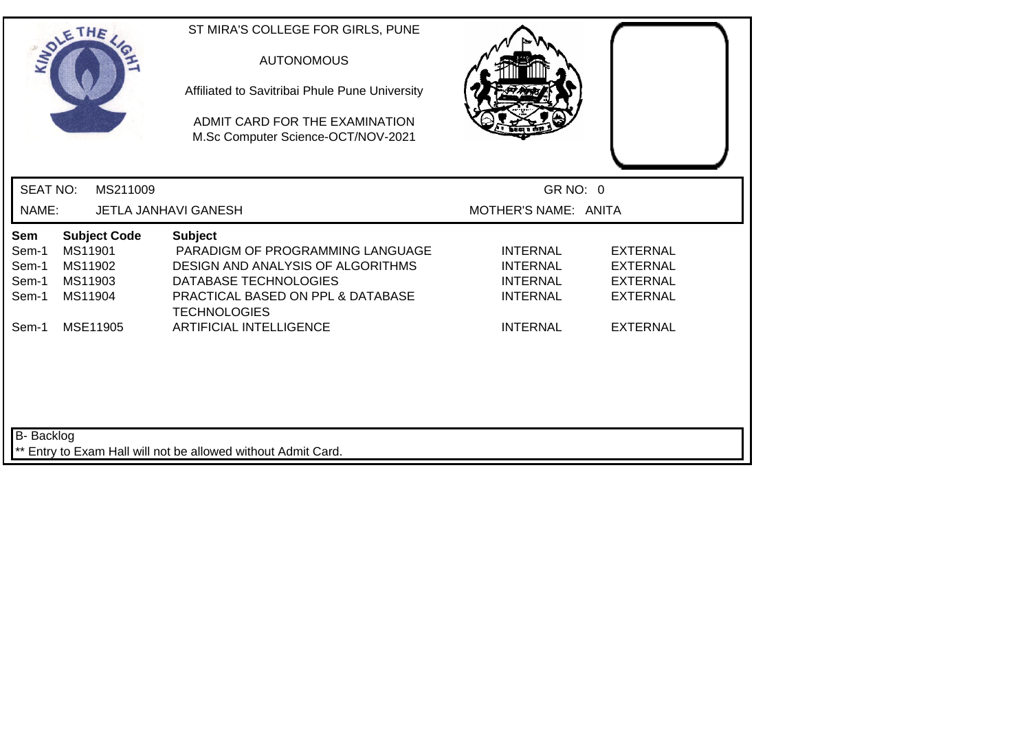ST MIRA'S COLLEGE FOR GIRLS, PUNE

AUTONOMOUS

Affiliated to Savitribai Phule Pune University

ADMIT CARD FOR THE EXAMINATION
M.Sc Computer Science-OCT/NOV-2021

SEAT NO: MS211009 GR NO: 0

NAME: JETLA JANHAVI GANESH MOTHER'S NAME: ANITA

| Sem | Subject Code | Subject | | |
|---|---|---|---|---|
| Sem-1 | MS11901 | PARADIGM OF PROGRAMMING LANGUAGE | INTERNAL | EXTERNAL |
| Sem-1 | MS11902 | DESIGN AND ANALYSIS OF ALGORITHMS | INTERNAL | EXTERNAL |
| Sem-1 | MS11903 | DATABASE TECHNOLOGIES | INTERNAL | EXTERNAL |
| Sem-1 | MS11904 | PRACTICAL BASED ON PPL & DATABASE TECHNOLOGIES | INTERNAL | EXTERNAL |
| Sem-1 | MSE11905 | ARTIFICIAL INTELLIGENCE | INTERNAL | EXTERNAL |

B- Backlog

** Entry to Exam Hall will not be allowed without Admit Card.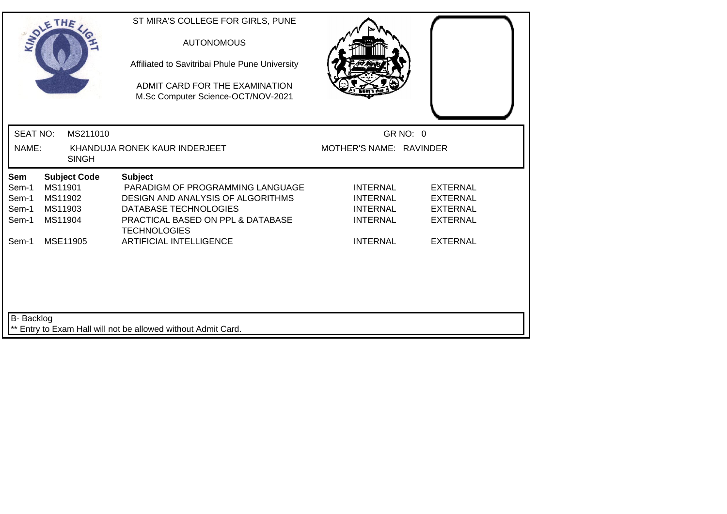ST MIRA'S COLLEGE FOR GIRLS, PUNE

AUTONOMOUS

Affiliated to Savitribai Phule Pune University

ADMIT CARD FOR THE EXAMINATION
M.Sc Computer Science-OCT/NOV-2021

SEAT NO: MS211010 GR NO: 0

NAME: KHANDUJA RONEK KAUR INDERJEET SINGH MOTHER'S NAME: RAVINDER

| Sem | Subject Code | Subject | | |
|---|---|---|---|---|
| Sem-1 | MS11901 | PARADIGM OF PROGRAMMING LANGUAGE | INTERNAL | EXTERNAL |
| Sem-1 | MS11902 | DESIGN AND ANALYSIS OF ALGORITHMS | INTERNAL | EXTERNAL |
| Sem-1 | MS11903 | DATABASE TECHNOLOGIES | INTERNAL | EXTERNAL |
| Sem-1 | MS11904 | PRACTICAL BASED ON PPL & DATABASE TECHNOLOGIES | INTERNAL | EXTERNAL |
| Sem-1 | MSE11905 | ARTIFICIAL INTELLIGENCE | INTERNAL | EXTERNAL |

B- Backlog

** Entry to Exam Hall will not be allowed without Admit Card.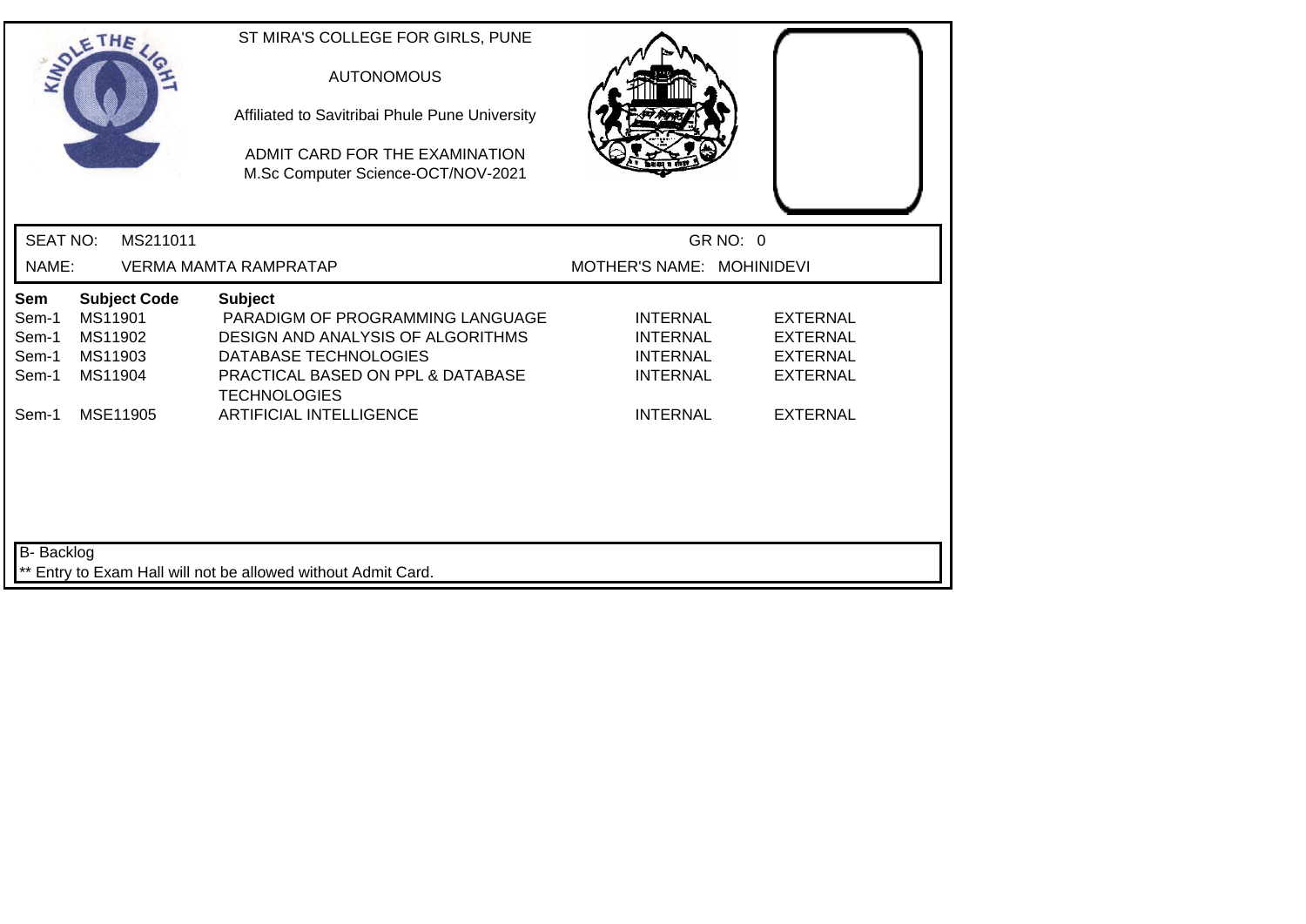ST MIRA'S COLLEGE FOR GIRLS, PUNE

AUTONOMOUS

Affiliated to Savitribai Phule Pune University

ADMIT CARD FOR THE EXAMINATION
M.Sc Computer Science-OCT/NOV-2021

SEAT NO: MS211011 GR NO: 0

NAME: VERMA MAMTA RAMPRATAP MOTHER'S NAME: MOHINIDEVI

| Sem | Subject Code | Subject | | |
|---|---|---|---|---|
| Sem-1 | MS11901 | PARADIGM OF PROGRAMMING LANGUAGE | INTERNAL | EXTERNAL |
| Sem-1 | MS11902 | DESIGN AND ANALYSIS OF ALGORITHMS | INTERNAL | EXTERNAL |
| Sem-1 | MS11903 | DATABASE TECHNOLOGIES | INTERNAL | EXTERNAL |
| Sem-1 | MS11904 | PRACTICAL BASED ON PPL & DATABASE TECHNOLOGIES | INTERNAL | EXTERNAL |
| Sem-1 | MSE11905 | ARTIFICIAL INTELLIGENCE | INTERNAL | EXTERNAL |

B- Backlog

** Entry to Exam Hall will not be allowed without Admit Card.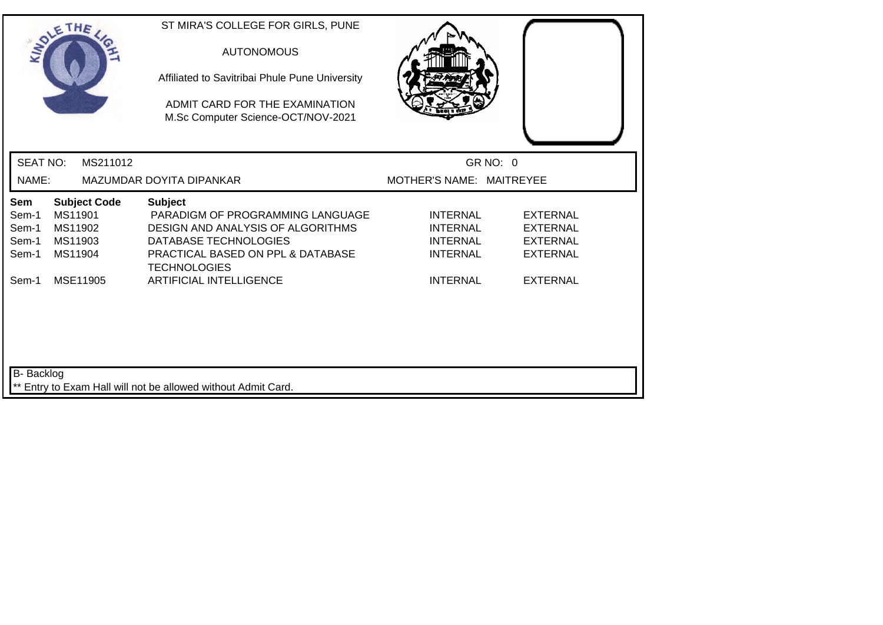ST MIRA'S COLLEGE FOR GIRLS, PUNE

AUTONOMOUS

Affiliated to Savitribai Phule Pune University

ADMIT CARD FOR THE EXAMINATION
M.Sc Computer Science-OCT/NOV-2021

SEAT NO: MS211012 GR NO: 0

NAME: MAZUMDAR DOYITA DIPANKAR MOTHER'S NAME: MAITREYEE

| Sem | Subject Code | Subject | | |
|---|---|---|---|---|
| Sem-1 | MS11901 | PARADIGM OF PROGRAMMING LANGUAGE | INTERNAL | EXTERNAL |
| Sem-1 | MS11902 | DESIGN AND ANALYSIS OF ALGORITHMS | INTERNAL | EXTERNAL |
| Sem-1 | MS11903 | DATABASE TECHNOLOGIES | INTERNAL | EXTERNAL |
| Sem-1 | MS11904 | PRACTICAL BASED ON PPL & DATABASE TECHNOLOGIES | INTERNAL | EXTERNAL |
| Sem-1 | MSE11905 | ARTIFICIAL INTELLIGENCE | INTERNAL | EXTERNAL |

B- Backlog

** Entry to Exam Hall will not be allowed without Admit Card.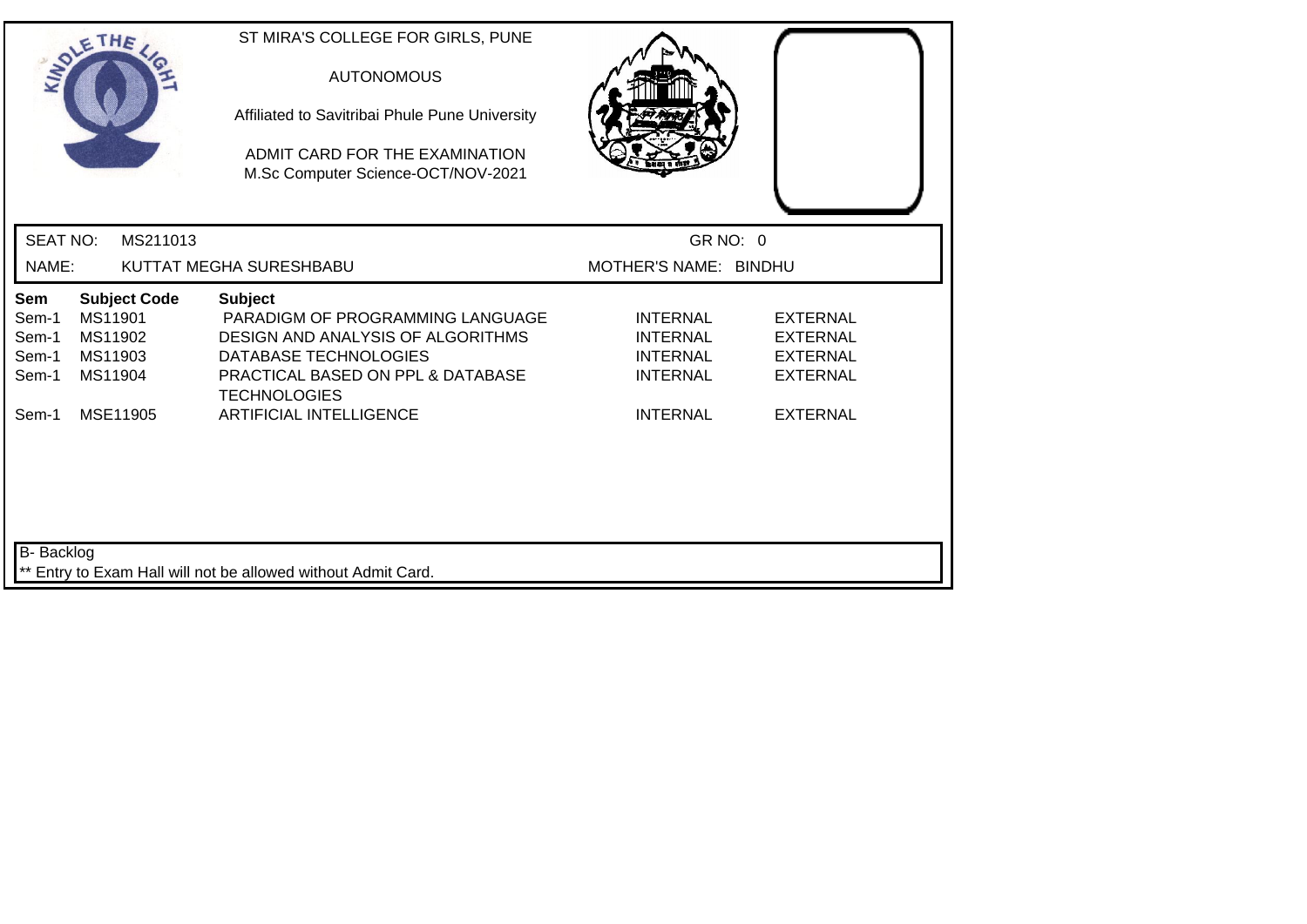ST MIRA'S COLLEGE FOR GIRLS, PUNE

AUTONOMOUS

Affiliated to Savitribai Phule Pune University

ADMIT CARD FOR THE EXAMINATION
M.Sc Computer Science-OCT/NOV-2021

SEAT NO: MS211013 GR NO: 0

NAME: KUTTAT MEGHA SURESHBABU MOTHER'S NAME: BINDHU

| Sem | Subject Code | Subject | | |
|---|---|---|---|---|
| Sem-1 | MS11901 | PARADIGM OF PROGRAMMING LANGUAGE | INTERNAL | EXTERNAL |
| Sem-1 | MS11902 | DESIGN AND ANALYSIS OF ALGORITHMS | INTERNAL | EXTERNAL |
| Sem-1 | MS11903 | DATABASE TECHNOLOGIES | INTERNAL | EXTERNAL |
| Sem-1 | MS11904 | PRACTICAL BASED ON PPL & DATABASE TECHNOLOGIES | INTERNAL | EXTERNAL |
| Sem-1 | MSE11905 | ARTIFICIAL INTELLIGENCE | INTERNAL | EXTERNAL |

B- Backlog

** Entry to Exam Hall will not be allowed without Admit Card.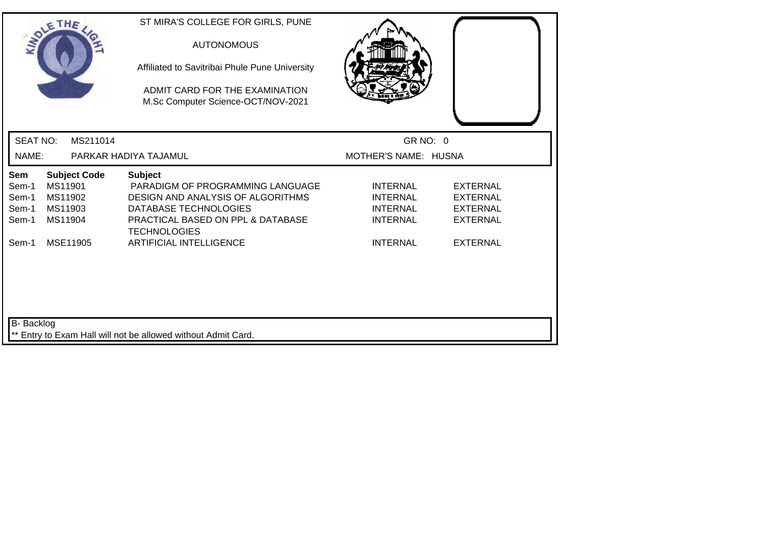ST MIRA'S COLLEGE FOR GIRLS, PUNE

AUTONOMOUS

Affiliated to Savitribai Phule Pune University

ADMIT CARD FOR THE EXAMINATION
M.Sc Computer Science-OCT/NOV-2021

SEAT NO: MS211014

GR NO: 0

NAME: PARKAR HADIYA TAJAMUL

MOTHER'S NAME: HUSNA

| Sem | Subject Code | Subject | | |
|---|---|---|---|---|
| Sem-1 | MS11901 | PARADIGM OF PROGRAMMING LANGUAGE | INTERNAL | EXTERNAL |
| Sem-1 | MS11902 | DESIGN AND ANALYSIS OF ALGORITHMS | INTERNAL | EXTERNAL |
| Sem-1 | MS11903 | DATABASE TECHNOLOGIES | INTERNAL | EXTERNAL |
| Sem-1 | MS11904 | PRACTICAL BASED ON PPL & DATABASE TECHNOLOGIES | INTERNAL | EXTERNAL |
| Sem-1 | MSE11905 | ARTIFICIAL INTELLIGENCE | INTERNAL | EXTERNAL |

B- Backlog

** Entry to Exam Hall will not be allowed without Admit Card.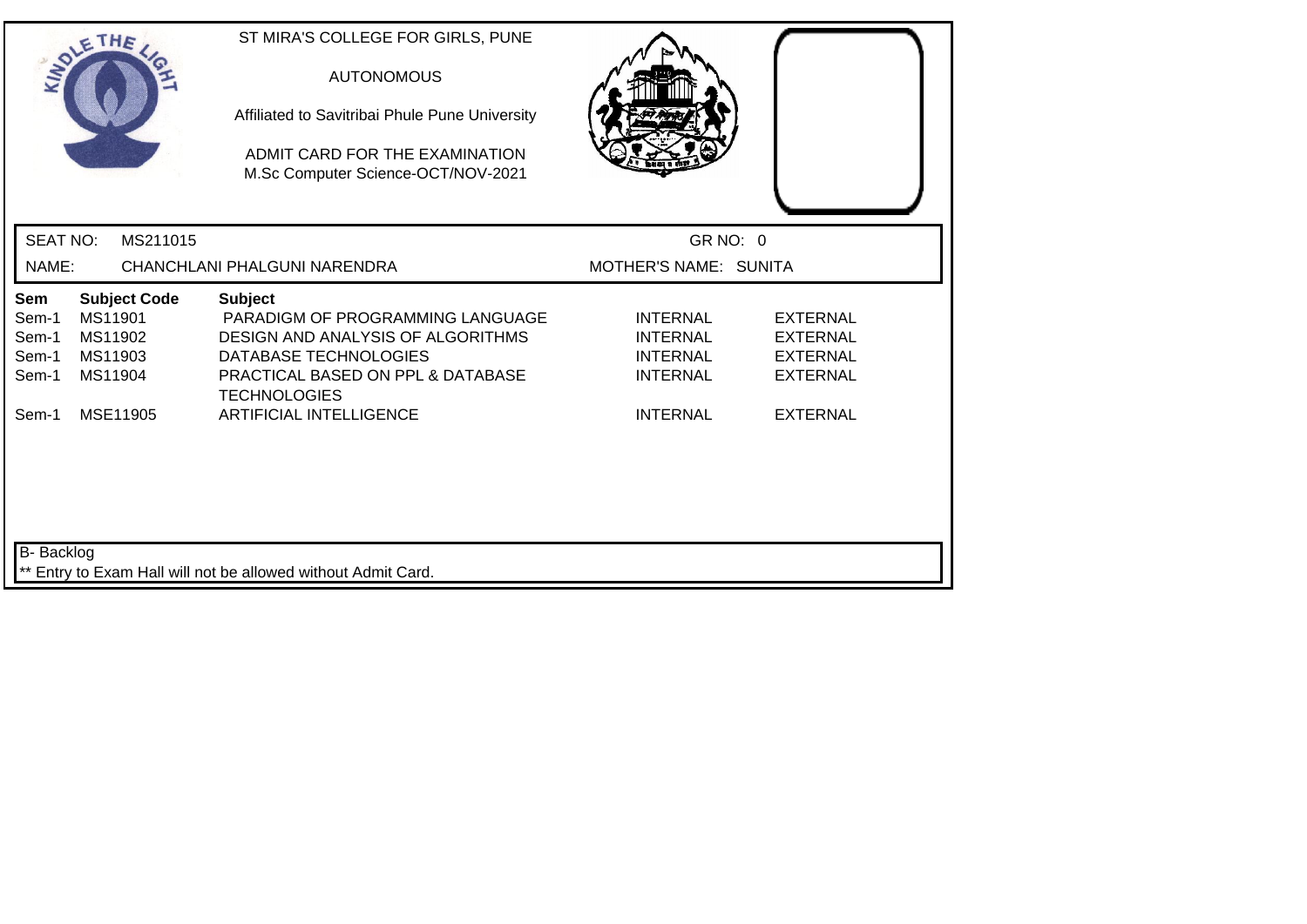ST MIRA'S COLLEGE FOR GIRLS, PUNE

AUTONOMOUS

Affiliated to Savitribai Phule Pune University

ADMIT CARD FOR THE EXAMINATION
M.Sc Computer Science-OCT/NOV-2021

SEAT NO: MS211015 GR NO: 0

NAME: CHANCHLANI PHALGUNI NARENDRA MOTHER'S NAME: SUNITA

| Sem | Subject Code | Subject | | |
|---|---|---|---|---|
| Sem-1 | MS11901 | PARADIGM OF PROGRAMMING LANGUAGE | INTERNAL | EXTERNAL |
| Sem-1 | MS11902 | DESIGN AND ANALYSIS OF ALGORITHMS | INTERNAL | EXTERNAL |
| Sem-1 | MS11903 | DATABASE TECHNOLOGIES | INTERNAL | EXTERNAL |
| Sem-1 | MS11904 | PRACTICAL BASED ON PPL & DATABASE TECHNOLOGIES | INTERNAL | EXTERNAL |
| Sem-1 | MSE11905 | ARTIFICIAL INTELLIGENCE | INTERNAL | EXTERNAL |

B- Backlog

** Entry to Exam Hall will not be allowed without Admit Card.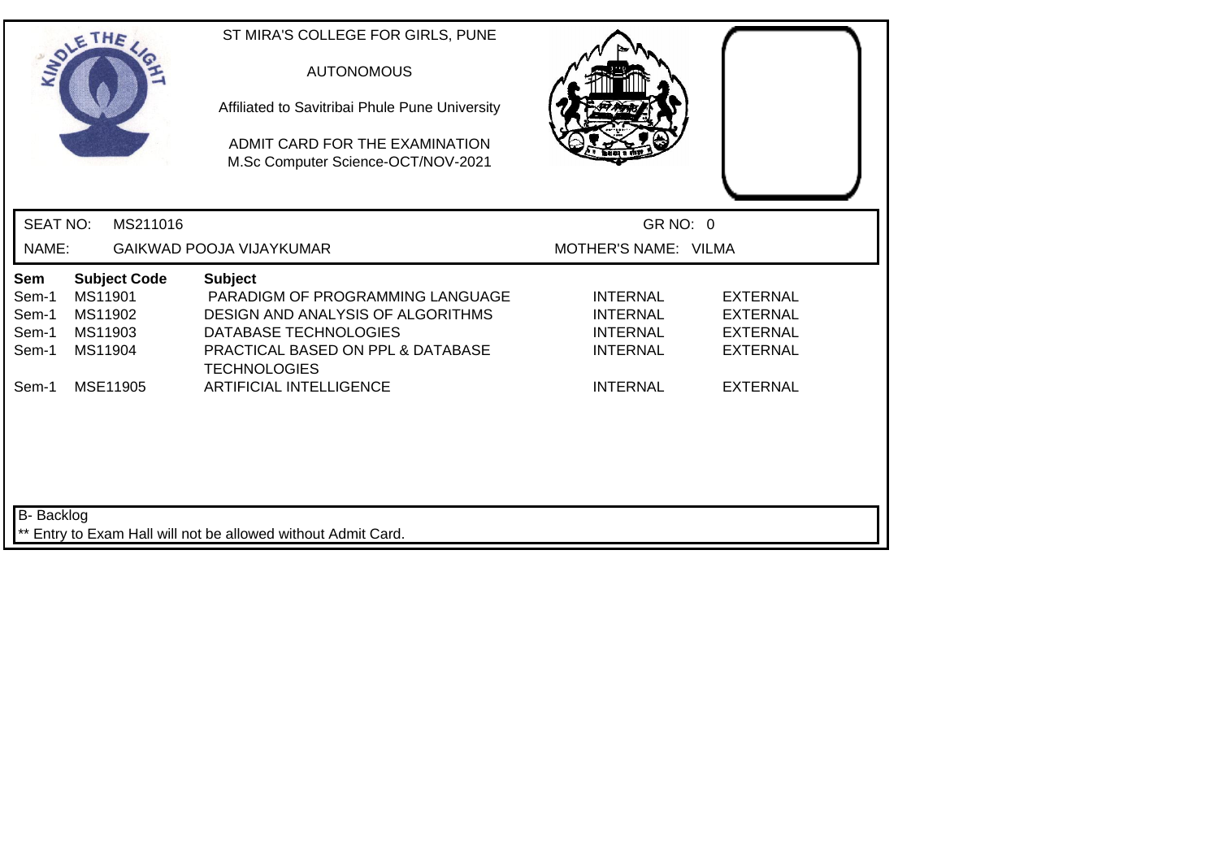ST MIRA'S COLLEGE FOR GIRLS, PUNE

AUTONOMOUS

Affiliated to Savitribai Phule Pune University

ADMIT CARD FOR THE EXAMINATION
M.Sc Computer Science-OCT/NOV-2021

SEAT NO: MS211016 GR NO: 0

NAME: GAIKWAD POOJA VIJAYKUMAR MOTHER'S NAME: VILMA

| Sem | Subject Code | Subject | | |
|---|---|---|---|---|
| Sem-1 | MS11901 | PARADIGM OF PROGRAMMING LANGUAGE | INTERNAL | EXTERNAL |
| Sem-1 | MS11902 | DESIGN AND ANALYSIS OF ALGORITHMS | INTERNAL | EXTERNAL |
| Sem-1 | MS11903 | DATABASE TECHNOLOGIES | INTERNAL | EXTERNAL |
| Sem-1 | MS11904 | PRACTICAL BASED ON PPL & DATABASE TECHNOLOGIES | INTERNAL | EXTERNAL |
| Sem-1 | MSE11905 | ARTIFICIAL INTELLIGENCE | INTERNAL | EXTERNAL |

B- Backlog

** Entry to Exam Hall will not be allowed without Admit Card.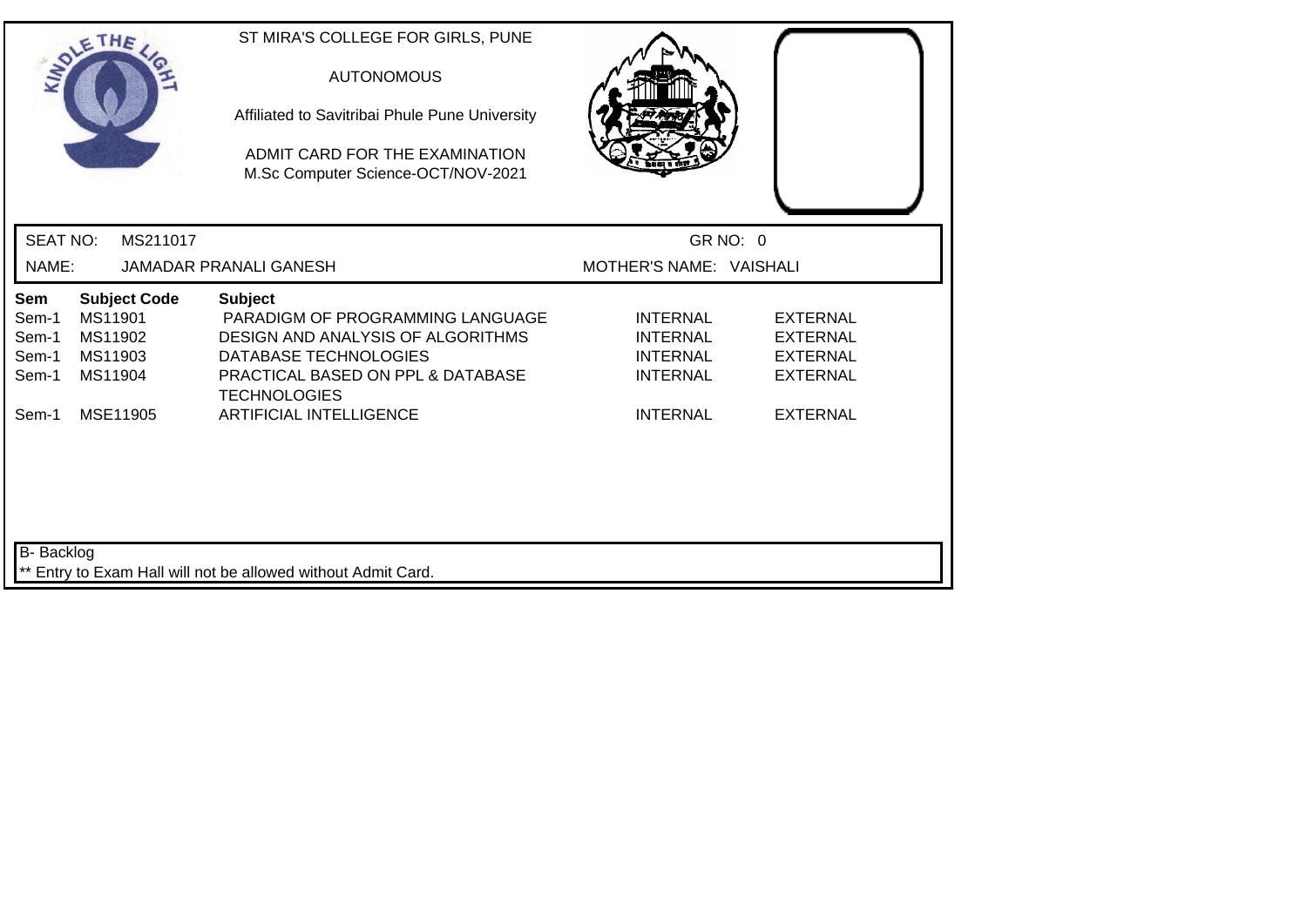ST MIRA'S COLLEGE FOR GIRLS, PUNE

AUTONOMOUS

Affiliated to Savitribai Phule Pune University

ADMIT CARD FOR THE EXAMINATION
M.Sc Computer Science-OCT/NOV-2021

SEAT NO: MS211017 GR NO: 0

NAME: JAMADAR PRANALI GANESH MOTHER'S NAME: VAISHALI

| Sem | Subject Code | Subject | | |
|---|---|---|---|---|
| Sem-1 | MS11901 | PARADIGM OF PROGRAMMING LANGUAGE | INTERNAL | EXTERNAL |
| Sem-1 | MS11902 | DESIGN AND ANALYSIS OF ALGORITHMS | INTERNAL | EXTERNAL |
| Sem-1 | MS11903 | DATABASE TECHNOLOGIES | INTERNAL | EXTERNAL |
| Sem-1 | MS11904 | PRACTICAL BASED ON PPL & DATABASE TECHNOLOGIES | INTERNAL | EXTERNAL |
| Sem-1 | MSE11905 | ARTIFICIAL INTELLIGENCE | INTERNAL | EXTERNAL |

B- Backlog

** Entry to Exam Hall will not be allowed without Admit Card.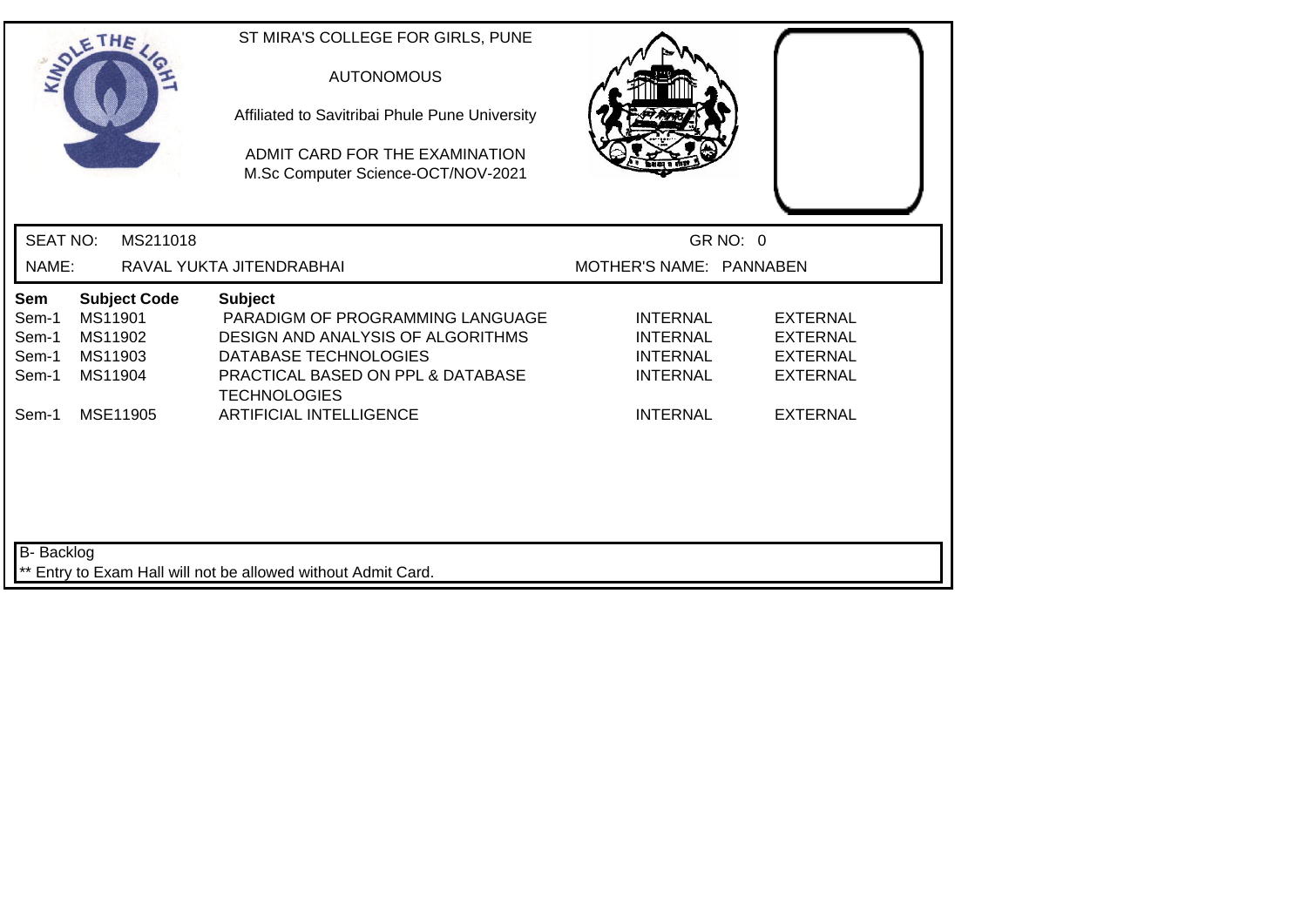ST MIRA'S COLLEGE FOR GIRLS, PUNE

AUTONOMOUS

Affiliated to Savitribai Phule Pune University

ADMIT CARD FOR THE EXAMINATION
M.Sc Computer Science-OCT/NOV-2021

SEAT NO: MS211018 GR NO: 0

NAME: RAVAL YUKTA JITENDRABHAI MOTHER'S NAME: PANNABEN

| Sem | Subject Code | Subject | | |
|---|---|---|---|---|
| Sem-1 | MS11901 | PARADIGM OF PROGRAMMING LANGUAGE | INTERNAL | EXTERNAL |
| Sem-1 | MS11902 | DESIGN AND ANALYSIS OF ALGORITHMS | INTERNAL | EXTERNAL |
| Sem-1 | MS11903 | DATABASE TECHNOLOGIES | INTERNAL | EXTERNAL |
| Sem-1 | MS11904 | PRACTICAL BASED ON PPL & DATABASE TECHNOLOGIES | INTERNAL | EXTERNAL |
| Sem-1 | MSE11905 | ARTIFICIAL INTELLIGENCE | INTERNAL | EXTERNAL |

B- Backlog

** Entry to Exam Hall will not be allowed without Admit Card.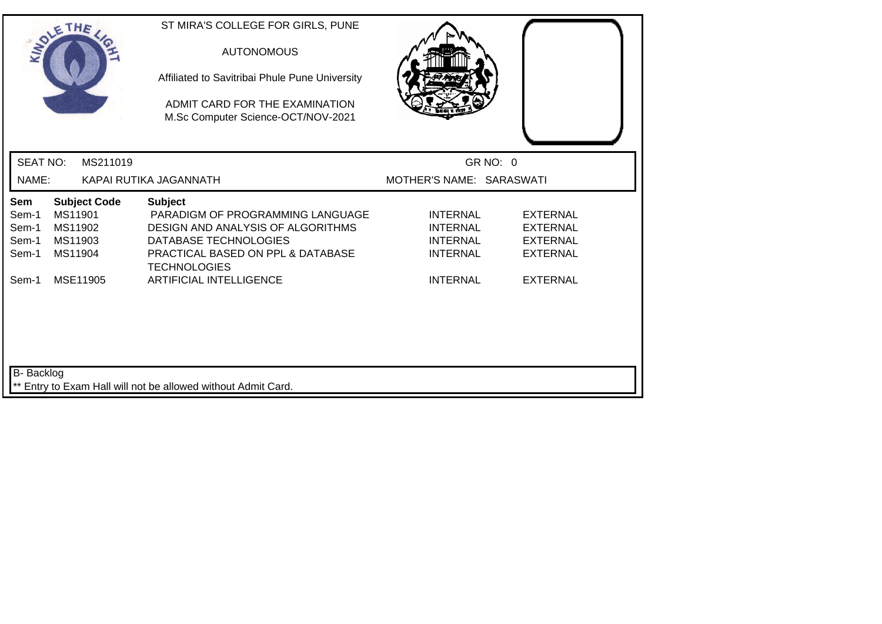ST MIRA'S COLLEGE FOR GIRLS, PUNE

AUTONOMOUS

Affiliated to Savitribai Phule Pune University

ADMIT CARD FOR THE EXAMINATION
M.Sc Computer Science-OCT/NOV-2021

SEAT NO: MS211019 GR NO: 0

NAME: KAPAI RUTIKA JAGANNATH MOTHER'S NAME: SARASWATI

| Sem | Subject Code | Subject | | |
|---|---|---|---|---|
| Sem-1 | MS11901 | PARADIGM OF PROGRAMMING LANGUAGE | INTERNAL | EXTERNAL |
| Sem-1 | MS11902 | DESIGN AND ANALYSIS OF ALGORITHMS | INTERNAL | EXTERNAL |
| Sem-1 | MS11903 | DATABASE TECHNOLOGIES | INTERNAL | EXTERNAL |
| Sem-1 | MS11904 | PRACTICAL BASED ON PPL & DATABASE TECHNOLOGIES | INTERNAL | EXTERNAL |
| Sem-1 | MSE11905 | ARTIFICIAL INTELLIGENCE | INTERNAL | EXTERNAL |

B- Backlog

** Entry to Exam Hall will not be allowed without Admit Card.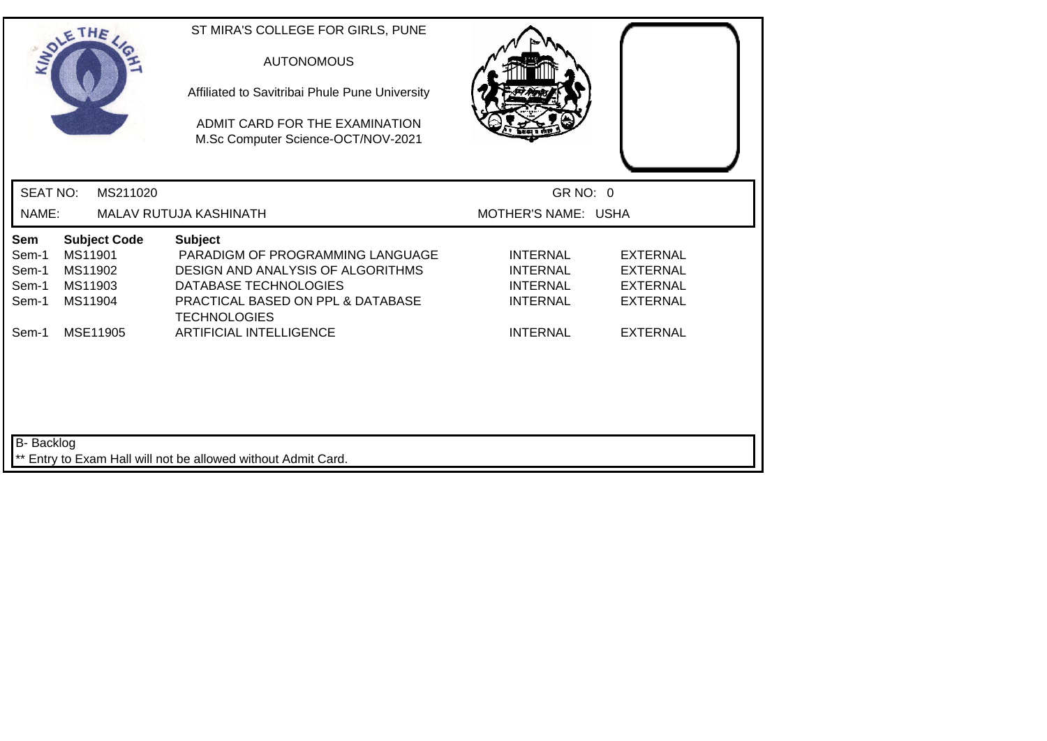ST MIRA'S COLLEGE FOR GIRLS, PUNE

AUTONOMOUS

Affiliated to Savitribai Phule Pune University

ADMIT CARD FOR THE EXAMINATION
M.Sc Computer Science-OCT/NOV-2021

SEAT NO: MS211020 GR NO: 0

NAME: MALAV RUTUJA KASHINATH MOTHER'S NAME: USHA

| Sem | Subject Code | Subject | | |
|---|---|---|---|---|
| Sem-1 | MS11901 | PARADIGM OF PROGRAMMING LANGUAGE | INTERNAL | EXTERNAL |
| Sem-1 | MS11902 | DESIGN AND ANALYSIS OF ALGORITHMS | INTERNAL | EXTERNAL |
| Sem-1 | MS11903 | DATABASE TECHNOLOGIES | INTERNAL | EXTERNAL |
| Sem-1 | MS11904 | PRACTICAL BASED ON PPL & DATABASE TECHNOLOGIES | INTERNAL | EXTERNAL |
| Sem-1 | MSE11905 | ARTIFICIAL INTELLIGENCE | INTERNAL | EXTERNAL |

B- Backlog

** Entry to Exam Hall will not be allowed without Admit Card.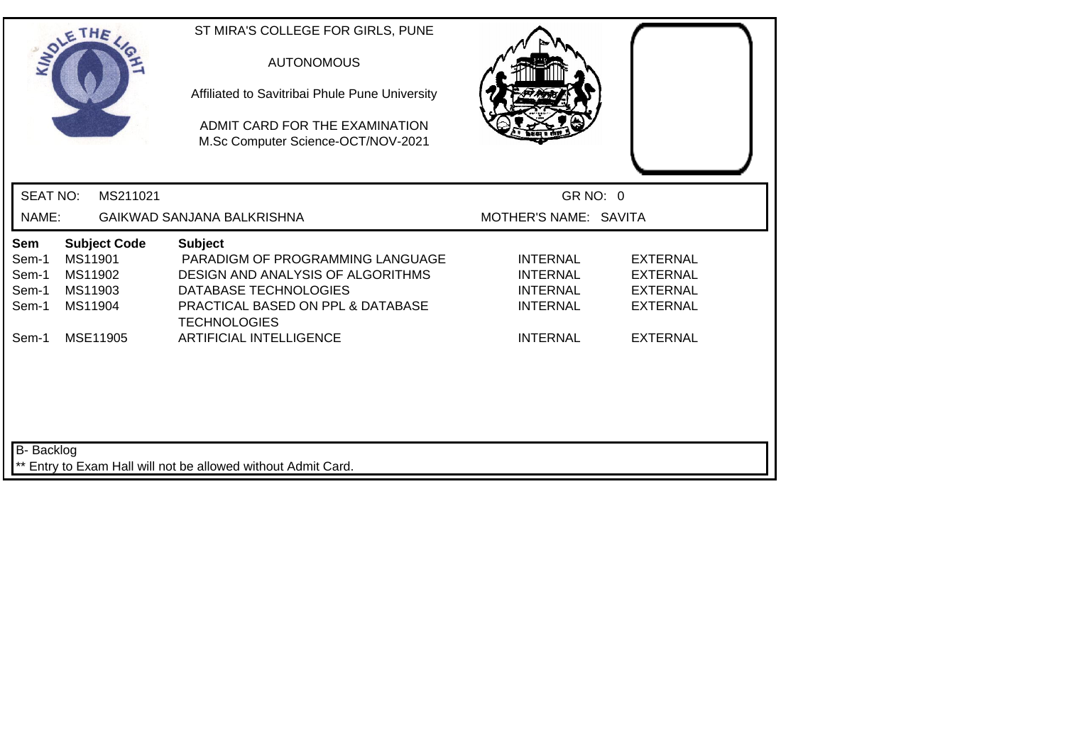ST MIRA'S COLLEGE FOR GIRLS, PUNE

AUTONOMOUS

Affiliated to Savitribai Phule Pune University

ADMIT CARD FOR THE EXAMINATION
M.Sc Computer Science-OCT/NOV-2021

SEAT NO: MS211021 GR NO: 0

NAME: GAIKWAD SANJANA BALKRISHNA MOTHER'S NAME: SAVITA

| Sem | Subject Code | Subject | | |
|---|---|---|---|---|
| Sem-1 | MS11901 | PARADIGM OF PROGRAMMING LANGUAGE | INTERNAL | EXTERNAL |
| Sem-1 | MS11902 | DESIGN AND ANALYSIS OF ALGORITHMS | INTERNAL | EXTERNAL |
| Sem-1 | MS11903 | DATABASE TECHNOLOGIES | INTERNAL | EXTERNAL |
| Sem-1 | MS11904 | PRACTICAL BASED ON PPL & DATABASE TECHNOLOGIES | INTERNAL | EXTERNAL |
| Sem-1 | MSE11905 | ARTIFICIAL INTELLIGENCE | INTERNAL | EXTERNAL |

B- Backlog

** Entry to Exam Hall will not be allowed without Admit Card.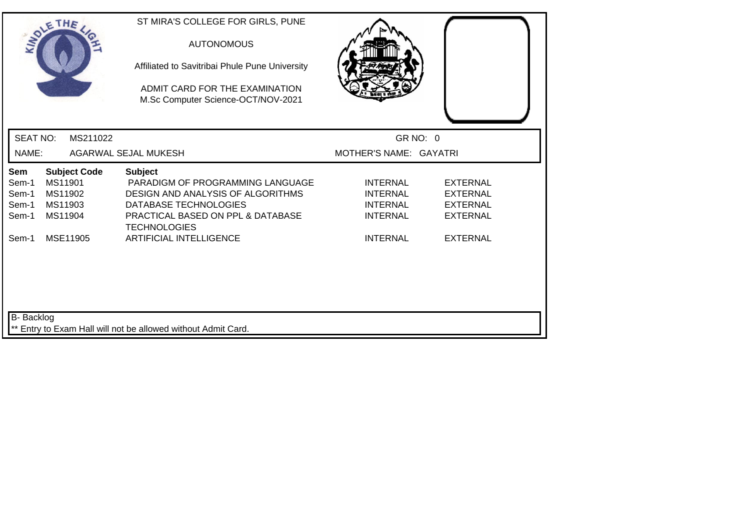ST MIRA'S COLLEGE FOR GIRLS, PUNE

AUTONOMOUS

Affiliated to Savitribai Phule Pune University

ADMIT CARD FOR THE EXAMINATION
M.Sc Computer Science-OCT/NOV-2021

SEAT NO: MS211022 GR NO: 0

NAME: AGARWAL SEJAL MUKESH MOTHER'S NAME: GAYATRI

| Sem | Subject Code | Subject | | |
|---|---|---|---|---|
| Sem-1 | MS11901 | PARADIGM OF PROGRAMMING LANGUAGE | INTERNAL | EXTERNAL |
| Sem-1 | MS11902 | DESIGN AND ANALYSIS OF ALGORITHMS | INTERNAL | EXTERNAL |
| Sem-1 | MS11903 | DATABASE TECHNOLOGIES | INTERNAL | EXTERNAL |
| Sem-1 | MS11904 | PRACTICAL BASED ON PPL & DATABASE TECHNOLOGIES | INTERNAL | EXTERNAL |
| Sem-1 | MSE11905 | ARTIFICIAL INTELLIGENCE | INTERNAL | EXTERNAL |

B- Backlog

** Entry to Exam Hall will not be allowed without Admit Card.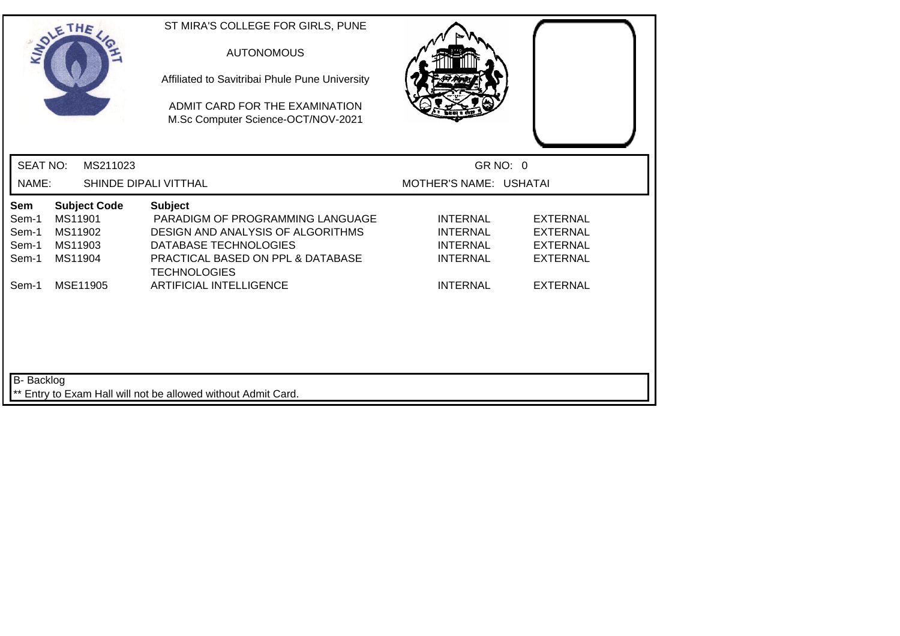ST MIRA'S COLLEGE FOR GIRLS, PUNE

AUTONOMOUS

Affiliated to Savitribai Phule Pune University

ADMIT CARD FOR THE EXAMINATION
M.Sc Computer Science-OCT/NOV-2021

SEAT NO: MS211023 GR NO: 0

NAME: SHINDE DIPALI VITTHAL MOTHER'S NAME: USHATAI

| Sem | Subject Code | Subject | | |
|---|---|---|---|---|
| Sem-1 | MS11901 | PARADIGM OF PROGRAMMING LANGUAGE | INTERNAL | EXTERNAL |
| Sem-1 | MS11902 | DESIGN AND ANALYSIS OF ALGORITHMS | INTERNAL | EXTERNAL |
| Sem-1 | MS11903 | DATABASE TECHNOLOGIES | INTERNAL | EXTERNAL |
| Sem-1 | MS11904 | PRACTICAL BASED ON PPL & DATABASE TECHNOLOGIES | INTERNAL | EXTERNAL |
| Sem-1 | MSE11905 | ARTIFICIAL INTELLIGENCE | INTERNAL | EXTERNAL |

B- Backlog

** Entry to Exam Hall will not be allowed without Admit Card.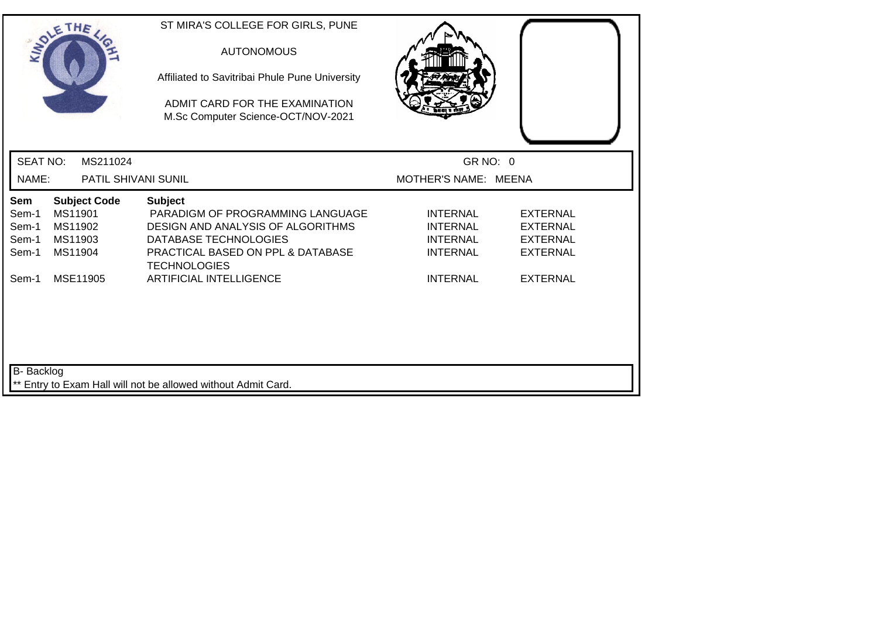ST MIRA'S COLLEGE FOR GIRLS, PUNE

AUTONOMOUS

Affiliated to Savitribai Phule Pune University

ADMIT CARD FOR THE EXAMINATION
M.Sc Computer Science-OCT/NOV-2021

SEAT NO: MS211024 GR NO: 0

NAME: PATIL SHIVANI SUNIL MOTHER'S NAME: MEENA

| Sem | Subject Code | Subject | | |
|---|---|---|---|---|
| Sem-1 | MS11901 | PARADIGM OF PROGRAMMING LANGUAGE | INTERNAL | EXTERNAL |
| Sem-1 | MS11902 | DESIGN AND ANALYSIS OF ALGORITHMS | INTERNAL | EXTERNAL |
| Sem-1 | MS11903 | DATABASE TECHNOLOGIES | INTERNAL | EXTERNAL |
| Sem-1 | MS11904 | PRACTICAL BASED ON PPL & DATABASE TECHNOLOGIES | INTERNAL | EXTERNAL |
| Sem-1 | MSE11905 | ARTIFICIAL INTELLIGENCE | INTERNAL | EXTERNAL |

B- Backlog

** Entry to Exam Hall will not be allowed without Admit Card.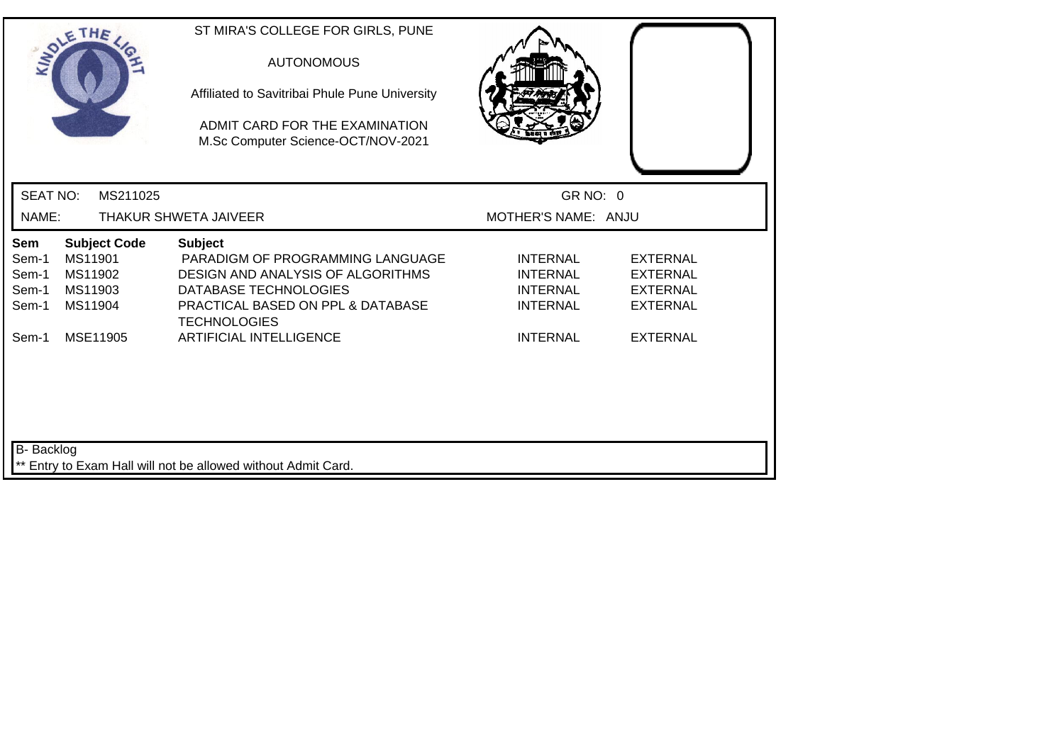ST MIRA'S COLLEGE FOR GIRLS, PUNE

AUTONOMOUS

Affiliated to Savitribai Phule Pune University

ADMIT CARD FOR THE EXAMINATION
M.Sc Computer Science-OCT/NOV-2021

SEAT NO: MS211025 GR NO: 0

NAME: THAKUR SHWETA JAIVEER MOTHER'S NAME: ANJU

| Sem | Subject Code | Subject | | |
|---|---|---|---|---|
| Sem-1 | MS11901 | PARADIGM OF PROGRAMMING LANGUAGE | INTERNAL | EXTERNAL |
| Sem-1 | MS11902 | DESIGN AND ANALYSIS OF ALGORITHMS | INTERNAL | EXTERNAL |
| Sem-1 | MS11903 | DATABASE TECHNOLOGIES | INTERNAL | EXTERNAL |
| Sem-1 | MS11904 | PRACTICAL BASED ON PPL & DATABASE TECHNOLOGIES | INTERNAL | EXTERNAL |
| Sem-1 | MSE11905 | ARTIFICIAL INTELLIGENCE | INTERNAL | EXTERNAL |

B- Backlog

** Entry to Exam Hall will not be allowed without Admit Card.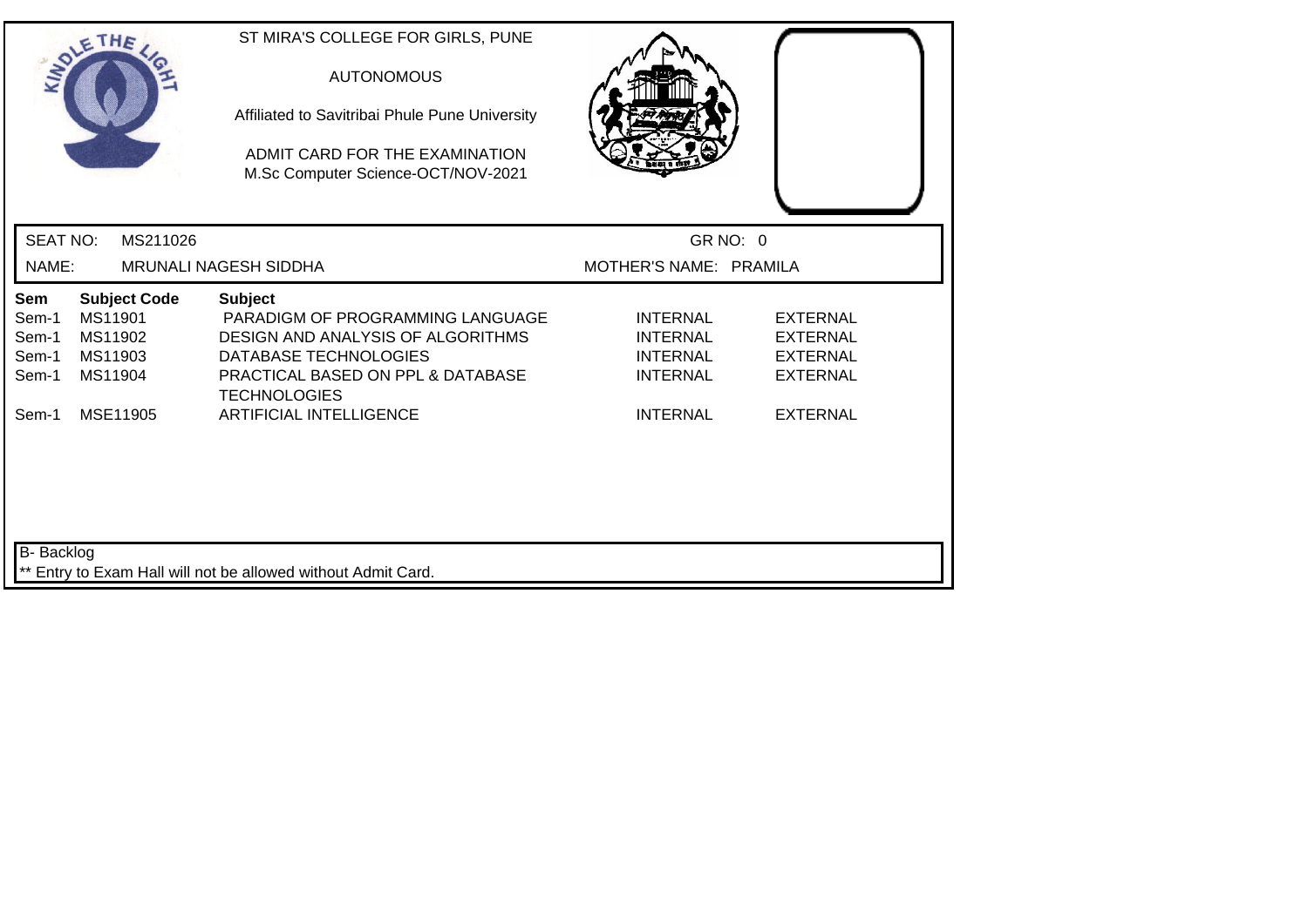ST MIRA'S COLLEGE FOR GIRLS, PUNE

AUTONOMOUS

Affiliated to Savitribai Phule Pune University

ADMIT CARD FOR THE EXAMINATION
M.Sc Computer Science-OCT/NOV-2021

SEAT NO: MS211026

GR NO: 0

NAME: MRUNALI NAGESH SIDDHA

MOTHER'S NAME: PRAMILA

| Sem | Subject Code | Subject | | |
|---|---|---|---|---|
| Sem-1 | MS11901 | PARADIGM OF PROGRAMMING LANGUAGE | INTERNAL | EXTERNAL |
| Sem-1 | MS11902 | DESIGN AND ANALYSIS OF ALGORITHMS | INTERNAL | EXTERNAL |
| Sem-1 | MS11903 | DATABASE TECHNOLOGIES | INTERNAL | EXTERNAL |
| Sem-1 | MS11904 | PRACTICAL BASED ON PPL & DATABASE TECHNOLOGIES | INTERNAL | EXTERNAL |
| Sem-1 | MSE11905 | ARTIFICIAL INTELLIGENCE | INTERNAL | EXTERNAL |

B- Backlog

** Entry to Exam Hall will not be allowed without Admit Card.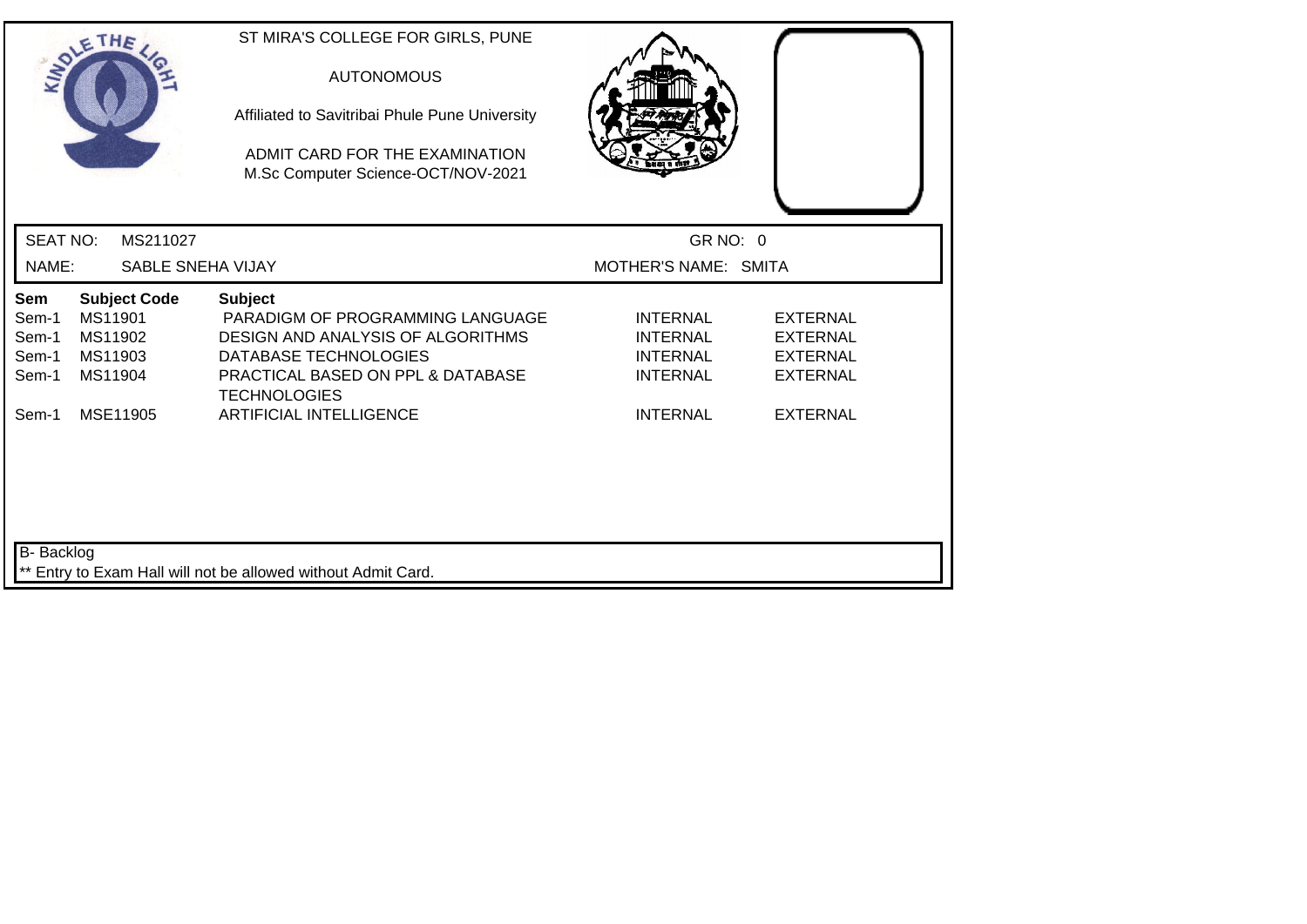ST MIRA'S COLLEGE FOR GIRLS, PUNE

AUTONOMOUS

Affiliated to Savitribai Phule Pune University

ADMIT CARD FOR THE EXAMINATION
M.Sc Computer Science-OCT/NOV-2021

SEAT NO: MS211027 GR NO: 0

NAME: SABLE SNEHA VIJAY MOTHER'S NAME: SMITA

| Sem | Subject Code | Subject | | |
|---|---|---|---|---|
| Sem-1 | MS11901 | PARADIGM OF PROGRAMMING LANGUAGE | INTERNAL | EXTERNAL |
| Sem-1 | MS11902 | DESIGN AND ANALYSIS OF ALGORITHMS | INTERNAL | EXTERNAL |
| Sem-1 | MS11903 | DATABASE TECHNOLOGIES | INTERNAL | EXTERNAL |
| Sem-1 | MS11904 | PRACTICAL BASED ON PPL & DATABASE TECHNOLOGIES | INTERNAL | EXTERNAL |
| Sem-1 | MSE11905 | ARTIFICIAL INTELLIGENCE | INTERNAL | EXTERNAL |

B- Backlog

** Entry to Exam Hall will not be allowed without Admit Card.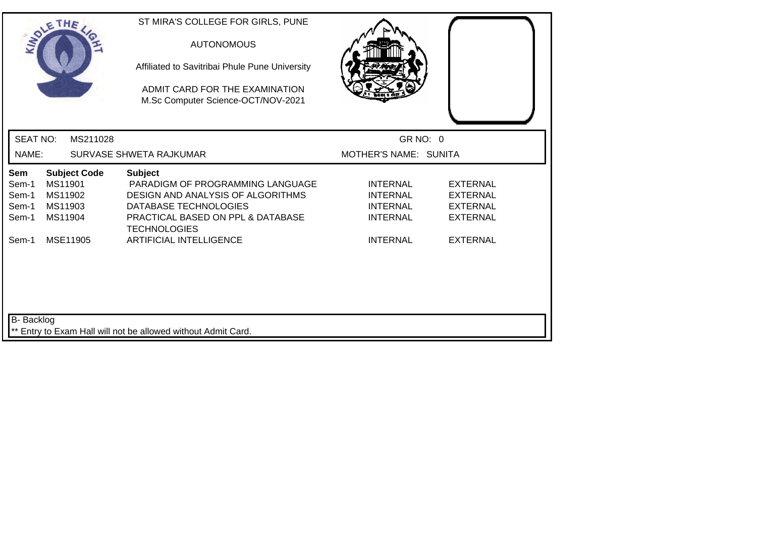ST MIRA'S COLLEGE FOR GIRLS, PUNE

AUTONOMOUS

Affiliated to Savitribai Phule Pune University

ADMIT CARD FOR THE EXAMINATION
M.Sc Computer Science-OCT/NOV-2021

SEAT NO: MS211028 GR NO: 0

NAME: SURVASE SHWETA RAJKUMAR MOTHER'S NAME: SUNITA

| Sem | Subject Code | Subject | | |
|---|---|---|---|---|
| Sem-1 | MS11901 | PARADIGM OF PROGRAMMING LANGUAGE | INTERNAL | EXTERNAL |
| Sem-1 | MS11902 | DESIGN AND ANALYSIS OF ALGORITHMS | INTERNAL | EXTERNAL |
| Sem-1 | MS11903 | DATABASE TECHNOLOGIES | INTERNAL | EXTERNAL |
| Sem-1 | MS11904 | PRACTICAL BASED ON PPL & DATABASE TECHNOLOGIES | INTERNAL | EXTERNAL |
| Sem-1 | MSE11905 | ARTIFICIAL INTELLIGENCE | INTERNAL | EXTERNAL |

B- Backlog

** Entry to Exam Hall will not be allowed without Admit Card.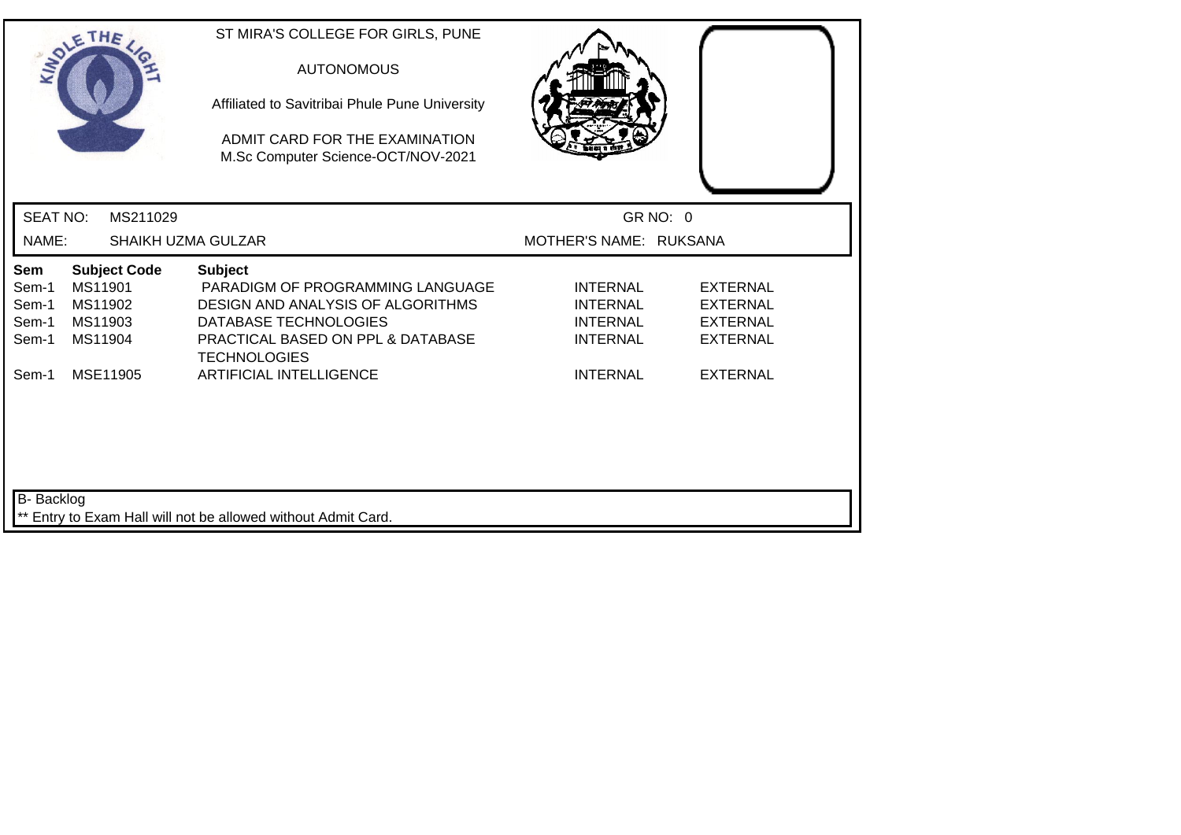ST MIRA'S COLLEGE FOR GIRLS, PUNE

AUTONOMOUS

Affiliated to Savitribai Phule Pune University

ADMIT CARD FOR THE EXAMINATION
M.Sc Computer Science-OCT/NOV-2021

SEAT NO: MS211029 GR NO: 0

NAME: SHAIKH UZMA GULZAR MOTHER'S NAME: RUKSANA

| Sem | Subject Code | Subject | | |
|---|---|---|---|---|
| Sem-1 | MS11901 | PARADIGM OF PROGRAMMING LANGUAGE | INTERNAL | EXTERNAL |
| Sem-1 | MS11902 | DESIGN AND ANALYSIS OF ALGORITHMS | INTERNAL | EXTERNAL |
| Sem-1 | MS11903 | DATABASE TECHNOLOGIES | INTERNAL | EXTERNAL |
| Sem-1 | MS11904 | PRACTICAL BASED ON PPL & DATABASE TECHNOLOGIES | INTERNAL | EXTERNAL |
| Sem-1 | MSE11905 | ARTIFICIAL INTELLIGENCE | INTERNAL | EXTERNAL |

B- Backlog

** Entry to Exam Hall will not be allowed without Admit Card.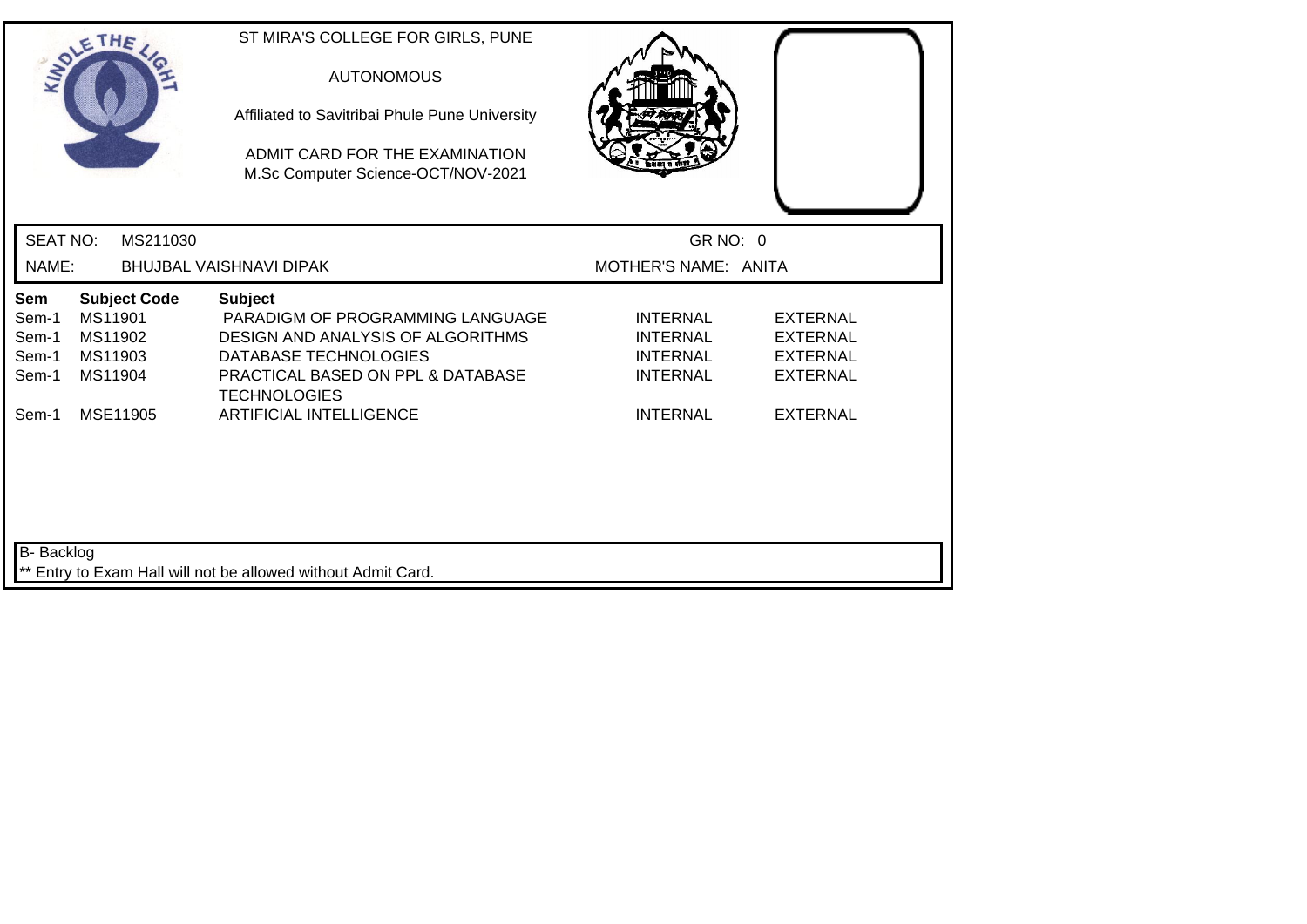ST MIRA'S COLLEGE FOR GIRLS, PUNE

AUTONOMOUS

Affiliated to Savitribai Phule Pune University

ADMIT CARD FOR THE EXAMINATION
M.Sc Computer Science-OCT/NOV-2021

SEAT NO: MS211030 GR NO: 0

NAME: BHUJBAL VAISHNAVI DIPAK MOTHER'S NAME: ANITA

| Sem | Subject Code | Subject | | |
|---|---|---|---|---|
| Sem-1 | MS11901 | PARADIGM OF PROGRAMMING LANGUAGE | INTERNAL | EXTERNAL |
| Sem-1 | MS11902 | DESIGN AND ANALYSIS OF ALGORITHMS | INTERNAL | EXTERNAL |
| Sem-1 | MS11903 | DATABASE TECHNOLOGIES | INTERNAL | EXTERNAL |
| Sem-1 | MS11904 | PRACTICAL BASED ON PPL & DATABASE TECHNOLOGIES | INTERNAL | EXTERNAL |
| Sem-1 | MSE11905 | ARTIFICIAL INTELLIGENCE | INTERNAL | EXTERNAL |

B- Backlog

** Entry to Exam Hall will not be allowed without Admit Card.